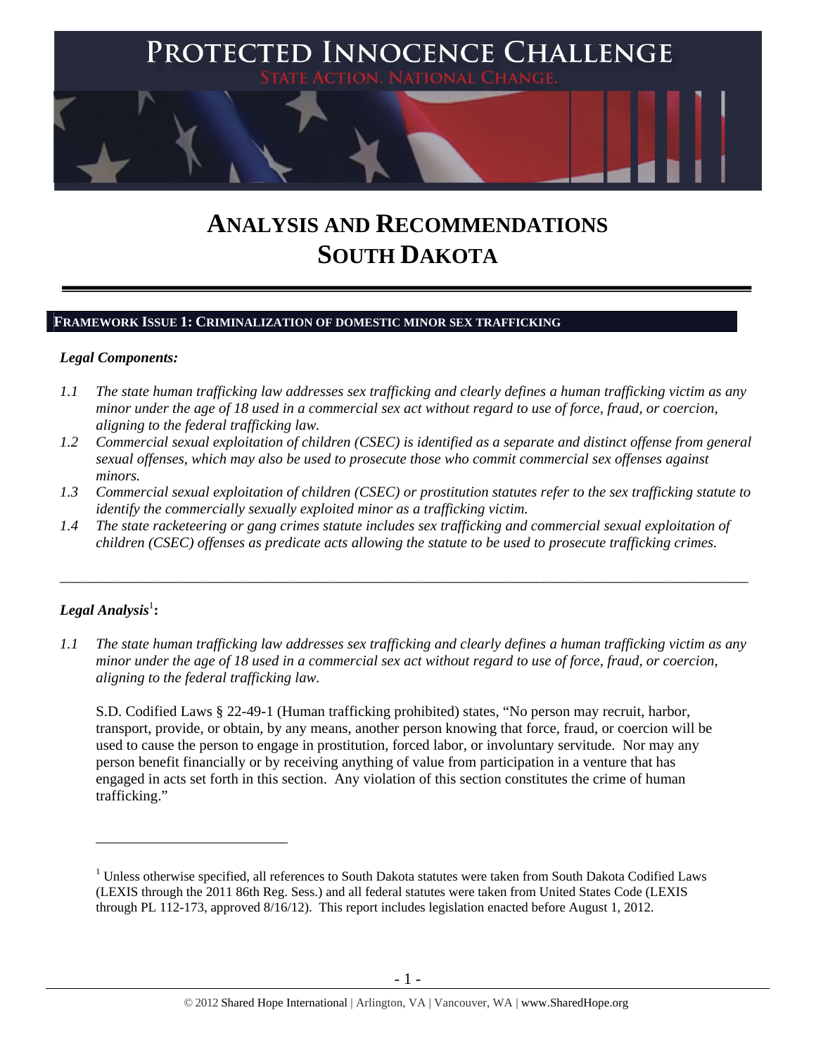# PROTECTED INNOCENCE CHALLENGE

STATE ACTION. NATIONAL CHANGE.

# ANALYSIS AND RECOMMENDATIONS SOUTH DAKOTA

## FRAMEWORK ISSUE 1: CRIMINALIZATION OF DOMESTIC MINOR SEX TRAFFICKING

***Legal Components:***

*1.1 The state human trafficking law addresses sex trafficking and clearly defines a human trafficking victim as any minor under the age of 18 used in a commercial sex act without regard to use of force, fraud, or coercion, aligning to the federal trafficking law.*

*1.2 Commercial sexual exploitation of children (CSEC) is identified as a separate and distinct offense from general sexual offenses, which may also be used to prosecute those who commit commercial sex offenses against minors.*

*1.3 Commercial sexual exploitation of children (CSEC) or prostitution statutes refer to the sex trafficking statute to identify the commercially sexually exploited minor as a trafficking victim.*

*1.4 The state racketeering or gang crimes statute includes sex trafficking and commercial sexual exploitation of children (CSEC) offenses as predicate acts allowing the statute to be used to prosecute trafficking crimes.*

---

***Legal Analysis***[1]**:**

*1.1 The state human trafficking law addresses sex trafficking and clearly defines a human trafficking victim as any minor under the age of 18 used in a commercial sex act without regard to use of force, fraud, or coercion, aligning to the federal trafficking law.*

S.D. Codified Laws § 22-49-1 (Human trafficking prohibited) states, "No person may recruit, harbor, transport, provide, or obtain, by any means, another person knowing that force, fraud, or coercion will be used to cause the person to engage in prostitution, forced labor, or involuntary servitude. Nor may any person benefit financially or by receiving anything of value from participation in a venture that has engaged in acts set forth in this section. Any violation of this section constitutes the crime of human trafficking."

---

[1] Unless otherwise specified, all references to South Dakota statutes were taken from South Dakota Codified Laws (LEXIS through the 2011 86th Reg. Sess.) and all federal statutes were taken from United States Code (LEXIS through PL 112-173, approved 8/16/12). This report includes legislation enacted before August 1, 2012.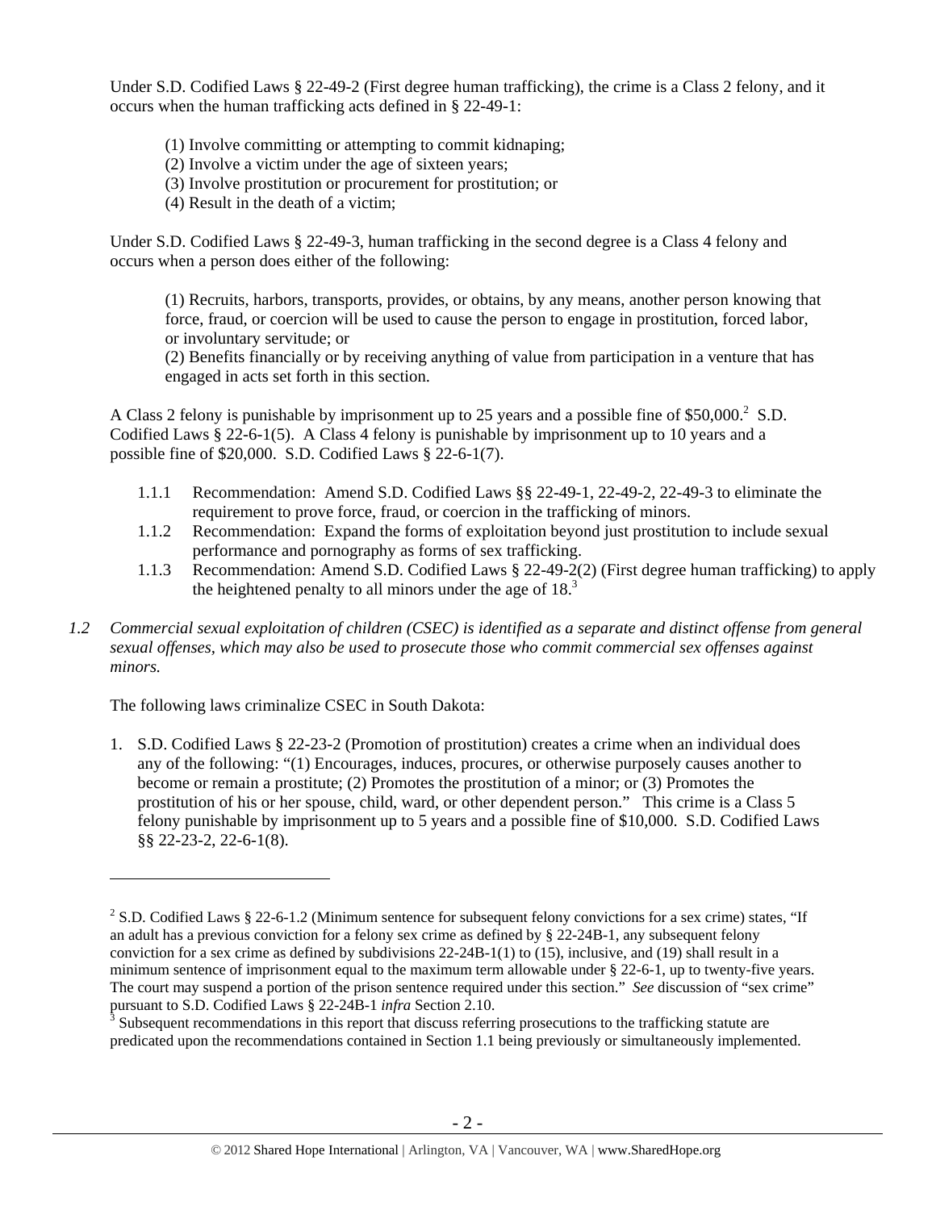Under S.D. Codified Laws § 22-49-2 (First degree human trafficking), the crime is a Class 2 felony, and it occurs when the human trafficking acts defined in § 22-49-1:

(1) Involve committing or attempting to commit kidnaping;
(2) Involve a victim under the age of sixteen years;
(3) Involve prostitution or procurement for prostitution; or
(4) Result in the death of a victim;

Under S.D. Codified Laws § 22-49-3, human trafficking in the second degree is a Class 4 felony and occurs when a person does either of the following:

> (1) Recruits, harbors, transports, provides, or obtains, by any means, another person knowing that force, fraud, or coercion will be used to cause the person to engage in prostitution, forced labor, or involuntary servitude; or
> (2) Benefits financially or by receiving anything of value from participation in a venture that has engaged in acts set forth in this section.

A Class 2 felony is punishable by imprisonment up to 25 years and a possible fine of $50,000.[2] S.D. Codified Laws § 22-6-1(5). A Class 4 felony is punishable by imprisonment up to 10 years and a possible fine of $20,000. S.D. Codified Laws § 22-6-1(7).

1.1.1 Recommendation: Amend S.D. Codified Laws §§ 22-49-1, 22-49-2, 22-49-3 to eliminate the requirement to prove force, fraud, or coercion in the trafficking of minors.
1.1.2 Recommendation: Expand the forms of exploitation beyond just prostitution to include sexual performance and pornography as forms of sex trafficking.
1.1.3 Recommendation: Amend S.D. Codified Laws § 22-49-2(2) (First degree human trafficking) to apply the heightened penalty to all minors under the age of 18.[3]

*1.2 Commercial sexual exploitation of children (CSEC) is identified as a separate and distinct offense from general sexual offenses, which may also be used to prosecute those who commit commercial sex offenses against minors.*

The following laws criminalize CSEC in South Dakota:

1. S.D. Codified Laws § 22-23-2 (Promotion of prostitution) creates a crime when an individual does any of the following: "(1) Encourages, induces, procures, or otherwise purposely causes another to become or remain a prostitute; (2) Promotes the prostitution of a minor; or (3) Promotes the prostitution of his or her spouse, child, ward, or other dependent person." This crime is a Class 5 felony punishable by imprisonment up to 5 years and a possible fine of $10,000. S.D. Codified Laws §§ 22-23-2, 22-6-1(8).

---

[2] S.D. Codified Laws § 22-6-1.2 (Minimum sentence for subsequent felony convictions for a sex crime) states, "If an adult has a previous conviction for a felony sex crime as defined by § 22-24B-1, any subsequent felony conviction for a sex crime as defined by subdivisions 22-24B-1(1) to (15), inclusive, and (19) shall result in a minimum sentence of imprisonment equal to the maximum term allowable under § 22-6-1, up to twenty-five years. The court may suspend a portion of the prison sentence required under this section." *See* discussion of "sex crime" pursuant to S.D. Codified Laws § 22-24B-1 *infra* Section 2.10.

[3] Subsequent recommendations in this report that discuss referring prosecutions to the trafficking statute are predicated upon the recommendations contained in Section 1.1 being previously or simultaneously implemented.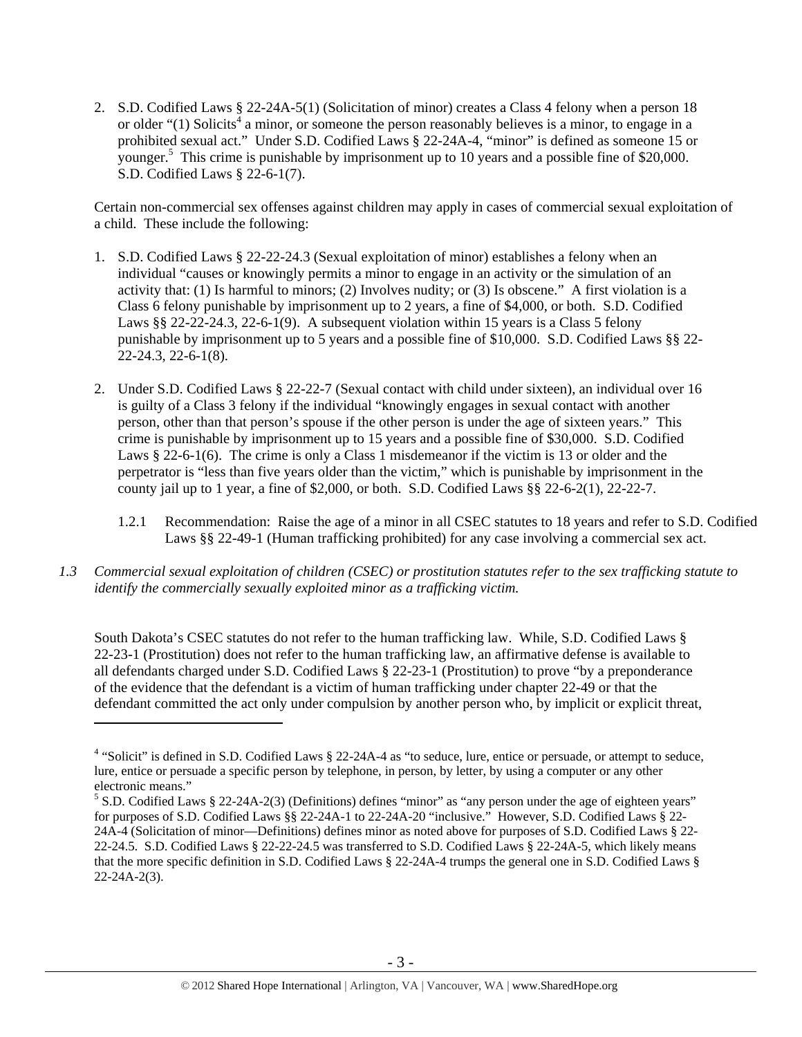2. S.D. Codified Laws § 22-24A-5(1) (Solicitation of minor) creates a Class 4 felony when a person 18 or older "(1) Solicits[4] a minor, or someone the person reasonably believes is a minor, to engage in a prohibited sexual act." Under S.D. Codified Laws § 22-24A-4, "minor" is defined as someone 15 or younger.[5] This crime is punishable by imprisonment up to 10 years and a possible fine of $20,000. S.D. Codified Laws § 22-6-1(7).

Certain non-commercial sex offenses against children may apply in cases of commercial sexual exploitation of a child. These include the following:

1. S.D. Codified Laws § 22-22-24.3 (Sexual exploitation of minor) establishes a felony when an individual "causes or knowingly permits a minor to engage in an activity or the simulation of an activity that: (1) Is harmful to minors; (2) Involves nudity; or (3) Is obscene." A first violation is a Class 6 felony punishable by imprisonment up to 2 years, a fine of $4,000, or both. S.D. Codified Laws §§ 22-22-24.3, 22-6-1(9). A subsequent violation within 15 years is a Class 5 felony punishable by imprisonment up to 5 years and a possible fine of $10,000. S.D. Codified Laws §§ 22-22-24.3, 22-6-1(8).

2. Under S.D. Codified Laws § 22-22-7 (Sexual contact with child under sixteen), an individual over 16 is guilty of a Class 3 felony if the individual "knowingly engages in sexual contact with another person, other than that person's spouse if the other person is under the age of sixteen years." This crime is punishable by imprisonment up to 15 years and a possible fine of $30,000. S.D. Codified Laws § 22-6-1(6). The crime is only a Class 1 misdemeanor if the victim is 13 or older and the perpetrator is "less than five years older than the victim," which is punishable by imprisonment in the county jail up to 1 year, a fine of $2,000, or both. S.D. Codified Laws §§ 22-6-2(1), 22-22-7.

   1.2.1 Recommendation: Raise the age of a minor in all CSEC statutes to 18 years and refer to S.D. Codified Laws §§ 22-49-1 (Human trafficking prohibited) for any case involving a commercial sex act.

*1.3 Commercial sexual exploitation of children (CSEC) or prostitution statutes refer to the sex trafficking statute to identify the commercially sexually exploited minor as a trafficking victim.*

South Dakota's CSEC statutes do not refer to the human trafficking law. While, S.D. Codified Laws § 22-23-1 (Prostitution) does not refer to the human trafficking law, an affirmative defense is available to all defendants charged under S.D. Codified Laws § 22-23-1 (Prostitution) to prove "by a preponderance of the evidence that the defendant is a victim of human trafficking under chapter 22-49 or that the defendant committed the act only under compulsion by another person who, by implicit or explicit threat,

---

[4] "Solicit" is defined in S.D. Codified Laws § 22-24A-4 as "to seduce, lure, entice or persuade, or attempt to seduce, lure, entice or persuade a specific person by telephone, in person, by letter, by using a computer or any other electronic means."

[5] S.D. Codified Laws § 22-24A-2(3) (Definitions) defines "minor" as "any person under the age of eighteen years" for purposes of S.D. Codified Laws §§ 22-24A-1 to 22-24A-20 "inclusive." However, S.D. Codified Laws § 22-24A-4 (Solicitation of minor—Definitions) defines minor as noted above for purposes of S.D. Codified Laws § 22-22-24.5. S.D. Codified Laws § 22-22-24.5 was transferred to S.D. Codified Laws § 22-24A-5, which likely means that the more specific definition in S.D. Codified Laws § 22-24A-4 trumps the general one in S.D. Codified Laws § 22-24A-2(3).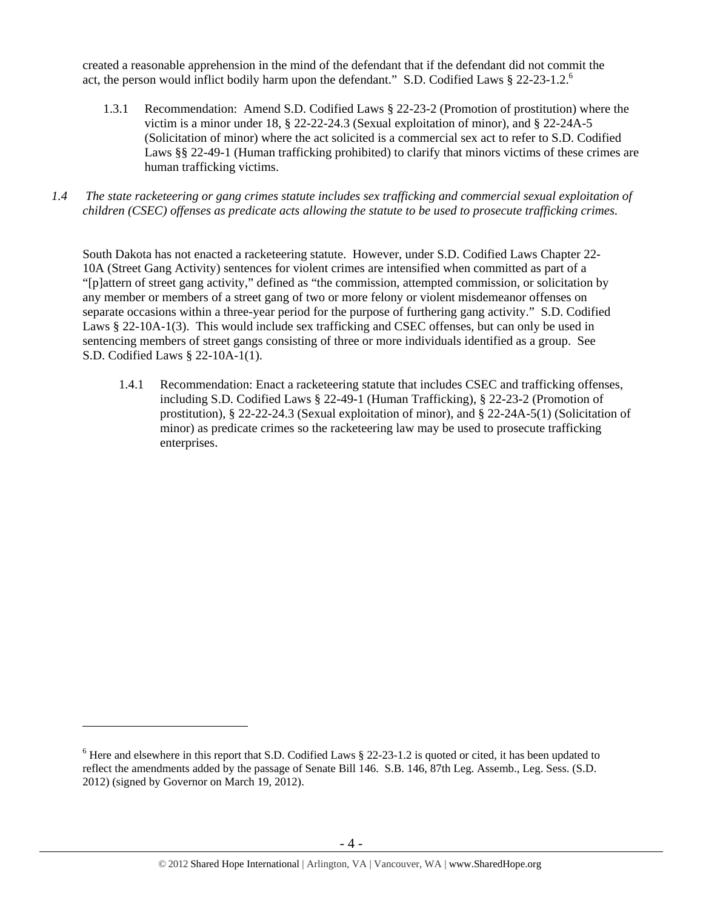created a reasonable apprehension in the mind of the defendant that if the defendant did not commit the act, the person would inflict bodily harm upon the defendant." S.D. Codified Laws § 22-23-1.2.[6]

1.3.1 Recommendation: Amend S.D. Codified Laws § 22-23-2 (Promotion of prostitution) where the victim is a minor under 18, § 22-22-24.3 (Sexual exploitation of minor), and § 22-24A-5 (Solicitation of minor) where the act solicited is a commercial sex act to refer to S.D. Codified Laws §§ 22-49-1 (Human trafficking prohibited) to clarify that minors victims of these crimes are human trafficking victims.

*1.4 The state racketeering or gang crimes statute includes sex trafficking and commercial sexual exploitation of children (CSEC) offenses as predicate acts allowing the statute to be used to prosecute trafficking crimes.*

South Dakota has not enacted a racketeering statute. However, under S.D. Codified Laws Chapter 22-10A (Street Gang Activity) sentences for violent crimes are intensified when committed as part of a "[p]attern of street gang activity," defined as "the commission, attempted commission, or solicitation by any member or members of a street gang of two or more felony or violent misdemeanor offenses on separate occasions within a three-year period for the purpose of furthering gang activity." S.D. Codified Laws § 22-10A-1(3). This would include sex trafficking and CSEC offenses, but can only be used in sentencing members of street gangs consisting of three or more individuals identified as a group. See S.D. Codified Laws § 22-10A-1(1).

1.4.1 Recommendation: Enact a racketeering statute that includes CSEC and trafficking offenses, including S.D. Codified Laws § 22-49-1 (Human Trafficking), § 22-23-2 (Promotion of prostitution), § 22-22-24.3 (Sexual exploitation of minor), and § 22-24A-5(1) (Solicitation of minor) as predicate crimes so the racketeering law may be used to prosecute trafficking enterprises.

[6] Here and elsewhere in this report that S.D. Codified Laws § 22-23-1.2 is quoted or cited, it has been updated to reflect the amendments added by the passage of Senate Bill 146. S.B. 146, 87th Leg. Assemb., Leg. Sess. (S.D. 2012) (signed by Governor on March 19, 2012).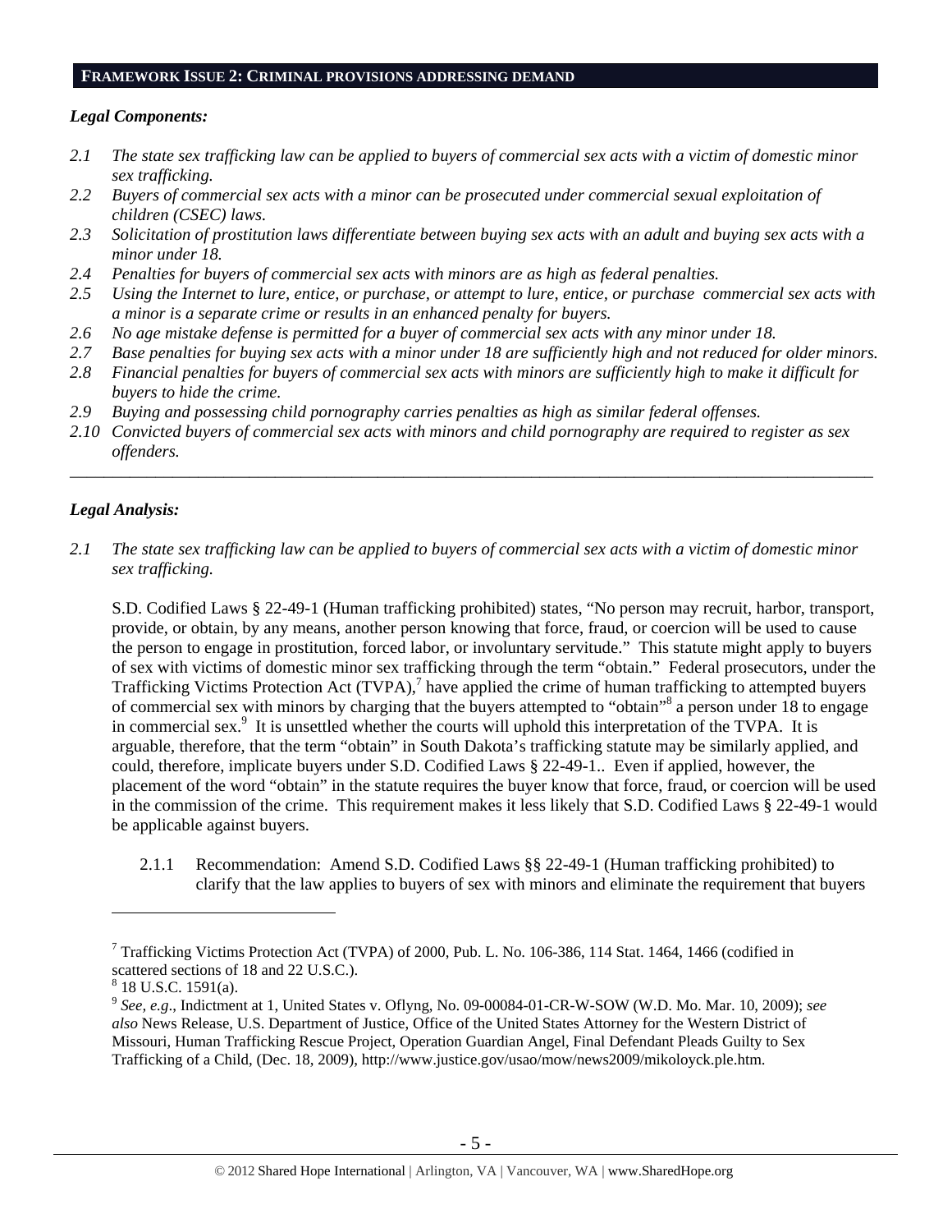## FRAMEWORK ISSUE 2: CRIMINAL PROVISIONS ADDRESSING DEMAND

***Legal Components:***

*2.1 The state sex trafficking law can be applied to buyers of commercial sex acts with a victim of domestic minor sex trafficking.*
*2.2 Buyers of commercial sex acts with a minor can be prosecuted under commercial sexual exploitation of children (CSEC) laws.*
*2.3 Solicitation of prostitution laws differentiate between buying sex acts with an adult and buying sex acts with a minor under 18.*
*2.4 Penalties for buyers of commercial sex acts with minors are as high as federal penalties.*
*2.5 Using the Internet to lure, entice, or purchase, or attempt to lure, entice, or purchase commercial sex acts with a minor is a separate crime or results in an enhanced penalty for buyers.*
*2.6 No age mistake defense is permitted for a buyer of commercial sex acts with any minor under 18.*
*2.7 Base penalties for buying sex acts with a minor under 18 are sufficiently high and not reduced for older minors.*
*2.8 Financial penalties for buyers of commercial sex acts with minors are sufficiently high to make it difficult for buyers to hide the crime.*
*2.9 Buying and possessing child pornography carries penalties as high as similar federal offenses.*
*2.10 Convicted buyers of commercial sex acts with minors and child pornography are required to register as sex offenders.*

---

***Legal Analysis:***

*2.1 The state sex trafficking law can be applied to buyers of commercial sex acts with a victim of domestic minor sex trafficking.*

S.D. Codified Laws § 22-49-1 (Human trafficking prohibited) states, "No person may recruit, harbor, transport, provide, or obtain, by any means, another person knowing that force, fraud, or coercion will be used to cause the person to engage in prostitution, forced labor, or involuntary servitude." This statute might apply to buyers of sex with victims of domestic minor sex trafficking through the term "obtain." Federal prosecutors, under the Trafficking Victims Protection Act (TVPA),[7] have applied the crime of human trafficking to attempted buyers of commercial sex with minors by charging that the buyers attempted to "obtain"[8] a person under 18 to engage in commercial sex.[9] It is unsettled whether the courts will uphold this interpretation of the TVPA. It is arguable, therefore, that the term "obtain" in South Dakota's trafficking statute may be similarly applied, and could, therefore, implicate buyers under S.D. Codified Laws § 22-49-1.. Even if applied, however, the placement of the word "obtain" in the statute requires the buyer know that force, fraud, or coercion will be used in the commission of the crime. This requirement makes it less likely that S.D. Codified Laws § 22-49-1 would be applicable against buyers.

2.1.1 Recommendation: Amend S.D. Codified Laws §§ 22-49-1 (Human trafficking prohibited) to clarify that the law applies to buyers of sex with minors and eliminate the requirement that buyers

---

[7] Trafficking Victims Protection Act (TVPA) of 2000, Pub. L. No. 106-386, 114 Stat. 1464, 1466 (codified in scattered sections of 18 and 22 U.S.C.).

[8] 18 U.S.C. 1591(a).

[9] *See, e.g*., Indictment at 1, United States v. Oflyng, No. 09-00084-01-CR-W-SOW (W.D. Mo. Mar. 10, 2009); *see also* News Release, U.S. Department of Justice, Office of the United States Attorney for the Western District of Missouri, Human Trafficking Rescue Project, Operation Guardian Angel, Final Defendant Pleads Guilty to Sex Trafficking of a Child, (Dec. 18, 2009), http://www.justice.gov/usao/mow/news2009/mikoloyck.ple.htm.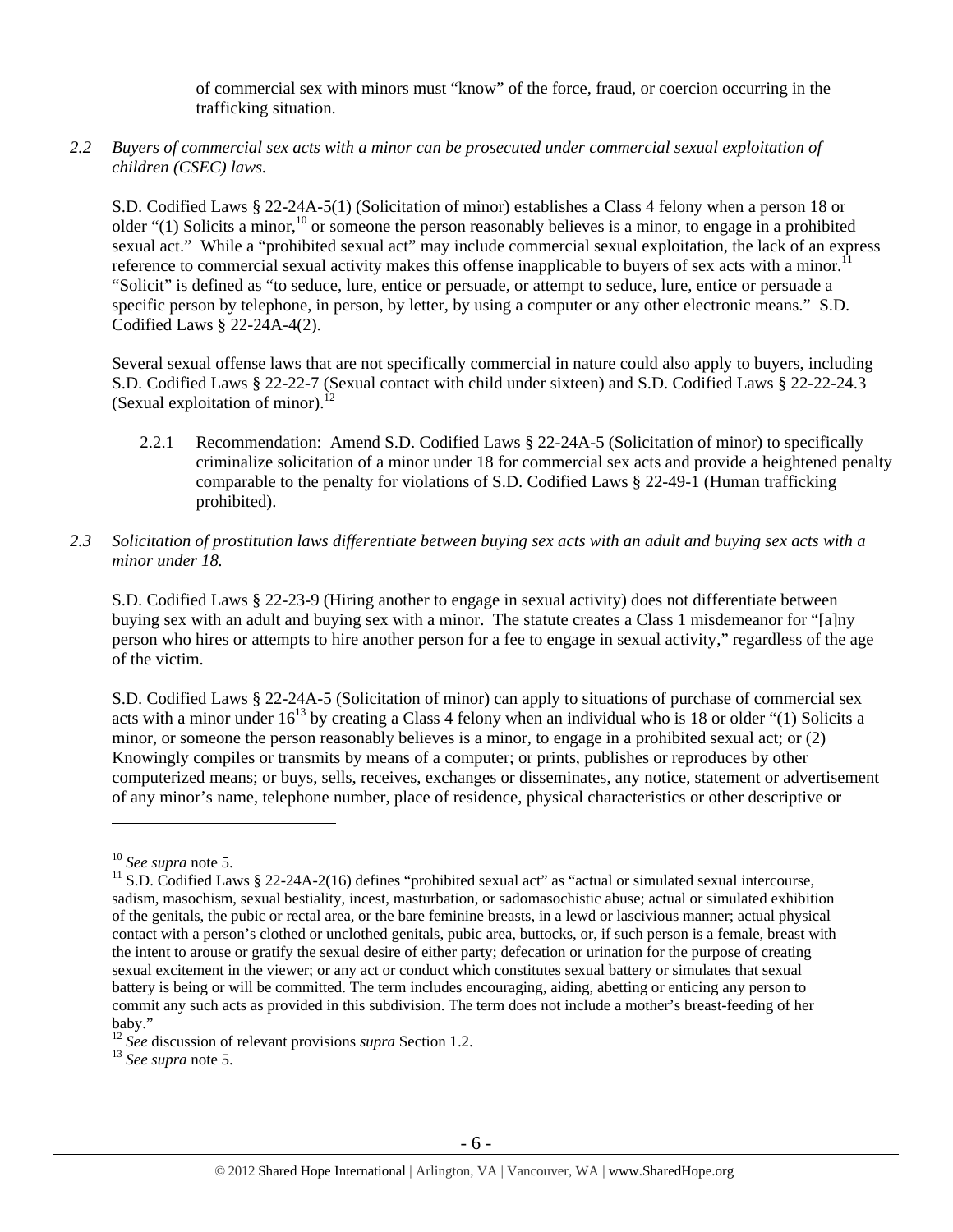of commercial sex with minors must "know" of the force, fraud, or coercion occurring in the trafficking situation.

*2.2 Buyers of commercial sex acts with a minor can be prosecuted under commercial sexual exploitation of children (CSEC) laws.*

S.D. Codified Laws § 22-24A-5(1) (Solicitation of minor) establishes a Class 4 felony when a person 18 or older "(1) Solicits a minor,[10] or someone the person reasonably believes is a minor, to engage in a prohibited sexual act." While a "prohibited sexual act" may include commercial sexual exploitation, the lack of an express reference to commercial sexual activity makes this offense inapplicable to buyers of sex acts with a minor.[11] "Solicit" is defined as "to seduce, lure, entice or persuade, or attempt to seduce, lure, entice or persuade a specific person by telephone, in person, by letter, by using a computer or any other electronic means." S.D. Codified Laws § 22-24A-4(2).

Several sexual offense laws that are not specifically commercial in nature could also apply to buyers, including S.D. Codified Laws § 22-22-7 (Sexual contact with child under sixteen) and S.D. Codified Laws § 22-22-24.3 (Sexual exploitation of minor).[12]

2.2.1 Recommendation: Amend S.D. Codified Laws § 22-24A-5 (Solicitation of minor) to specifically criminalize solicitation of a minor under 18 for commercial sex acts and provide a heightened penalty comparable to the penalty for violations of S.D. Codified Laws § 22-49-1 (Human trafficking prohibited).

*2.3 Solicitation of prostitution laws differentiate between buying sex acts with an adult and buying sex acts with a minor under 18.*

S.D. Codified Laws § 22-23-9 (Hiring another to engage in sexual activity) does not differentiate between buying sex with an adult and buying sex with a minor. The statute creates a Class 1 misdemeanor for "[a]ny person who hires or attempts to hire another person for a fee to engage in sexual activity," regardless of the age of the victim.

S.D. Codified Laws § 22-24A-5 (Solicitation of minor) can apply to situations of purchase of commercial sex acts with a minor under 16[13] by creating a Class 4 felony when an individual who is 18 or older "(1) Solicits a minor, or someone the person reasonably believes is a minor, to engage in a prohibited sexual act; or (2) Knowingly compiles or transmits by means of a computer; or prints, publishes or reproduces by other computerized means; or buys, sells, receives, exchanges or disseminates, any notice, statement or advertisement of any minor's name, telephone number, place of residence, physical characteristics or other descriptive or

---

[10] *See supra* note 5.

[11] S.D. Codified Laws § 22-24A-2(16) defines "prohibited sexual act" as "actual or simulated sexual intercourse, sadism, masochism, sexual bestiality, incest, masturbation, or sadomasochistic abuse; actual or simulated exhibition of the genitals, the pubic or rectal area, or the bare feminine breasts, in a lewd or lascivious manner; actual physical contact with a person's clothed or unclothed genitals, pubic area, buttocks, or, if such person is a female, breast with the intent to arouse or gratify the sexual desire of either party; defecation or urination for the purpose of creating sexual excitement in the viewer; or any act or conduct which constitutes sexual battery or simulates that sexual battery is being or will be committed. The term includes encouraging, aiding, abetting or enticing any person to commit any such acts as provided in this subdivision. The term does not include a mother's breast-feeding of her baby."

[12] *See* discussion of relevant provisions *supra* Section 1.2.

[13] *See supra* note 5.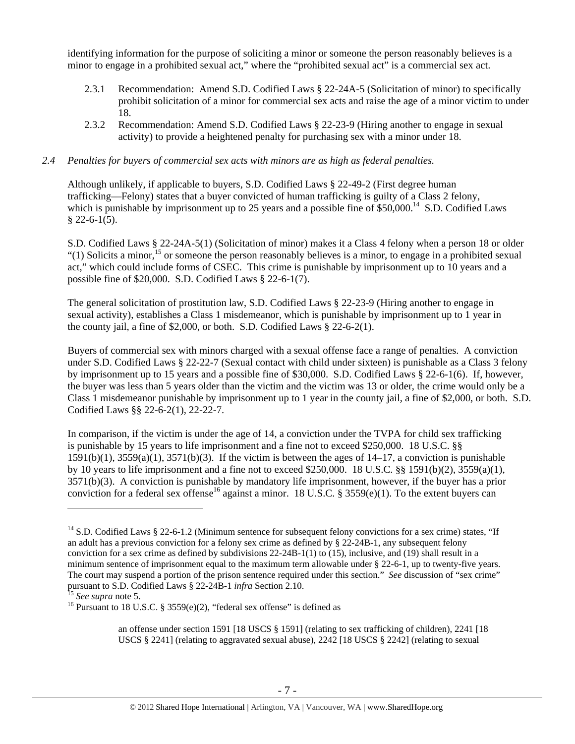identifying information for the purpose of soliciting a minor or someone the person reasonably believes is a minor to engage in a prohibited sexual act," where the "prohibited sexual act" is a commercial sex act.

2.3.1 Recommendation: Amend S.D. Codified Laws § 22-24A-5 (Solicitation of minor) to specifically prohibit solicitation of a minor for commercial sex acts and raise the age of a minor victim to under 18.

2.3.2 Recommendation: Amend S.D. Codified Laws § 22-23-9 (Hiring another to engage in sexual activity) to provide a heightened penalty for purchasing sex with a minor under 18.

*2.4 Penalties for buyers of commercial sex acts with minors are as high as federal penalties.*

Although unlikely, if applicable to buyers, S.D. Codified Laws § 22-49-2 (First degree human trafficking—Felony) states that a buyer convicted of human trafficking is guilty of a Class 2 felony, which is punishable by imprisonment up to 25 years and a possible fine of $50,000.[14] S.D. Codified Laws § 22-6-1(5).

S.D. Codified Laws § 22-24A-5(1) (Solicitation of minor) makes it a Class 4 felony when a person 18 or older "(1) Solicits a minor,[15] or someone the person reasonably believes is a minor, to engage in a prohibited sexual act," which could include forms of CSEC. This crime is punishable by imprisonment up to 10 years and a possible fine of $20,000. S.D. Codified Laws § 22-6-1(7).

The general solicitation of prostitution law, S.D. Codified Laws § 22-23-9 (Hiring another to engage in sexual activity), establishes a Class 1 misdemeanor, which is punishable by imprisonment up to 1 year in the county jail, a fine of $2,000, or both. S.D. Codified Laws § 22-6-2(1).

Buyers of commercial sex with minors charged with a sexual offense face a range of penalties. A conviction under S.D. Codified Laws § 22-22-7 (Sexual contact with child under sixteen) is punishable as a Class 3 felony by imprisonment up to 15 years and a possible fine of $30,000. S.D. Codified Laws § 22-6-1(6). If, however, the buyer was less than 5 years older than the victim and the victim was 13 or older, the crime would only be a Class 1 misdemeanor punishable by imprisonment up to 1 year in the county jail, a fine of $2,000, or both. S.D. Codified Laws §§ 22-6-2(1), 22-22-7.

In comparison, if the victim is under the age of 14, a conviction under the TVPA for child sex trafficking is punishable by 15 years to life imprisonment and a fine not to exceed $250,000. 18 U.S.C. §§ 1591(b)(1), 3559(a)(1), 3571(b)(3). If the victim is between the ages of 14–17, a conviction is punishable by 10 years to life imprisonment and a fine not to exceed $250,000. 18 U.S.C. §§ 1591(b)(2), 3559(a)(1), 3571(b)(3). A conviction is punishable by mandatory life imprisonment, however, if the buyer has a prior conviction for a federal sex offense[16] against a minor. 18 U.S.C. § 3559(e)(1). To the extent buyers can

---

[14] S.D. Codified Laws § 22-6-1.2 (Minimum sentence for subsequent felony convictions for a sex crime) states, "If an adult has a previous conviction for a felony sex crime as defined by § 22-24B-1, any subsequent felony conviction for a sex crime as defined by subdivisions 22-24B-1(1) to (15), inclusive, and (19) shall result in a minimum sentence of imprisonment equal to the maximum term allowable under § 22-6-1, up to twenty-five years. The court may suspend a portion of the prison sentence required under this section." *See* discussion of "sex crime" pursuant to S.D. Codified Laws § 22-24B-1 *infra* Section 2.10.

[15] *See supra* note 5.

[16] Pursuant to 18 U.S.C. § 3559(e)(2), "federal sex offense" is defined as

> an offense under section 1591 [18 USCS § 1591] (relating to sex trafficking of children), 2241 [18 USCS § 2241] (relating to aggravated sexual abuse), 2242 [18 USCS § 2242] (relating to sexual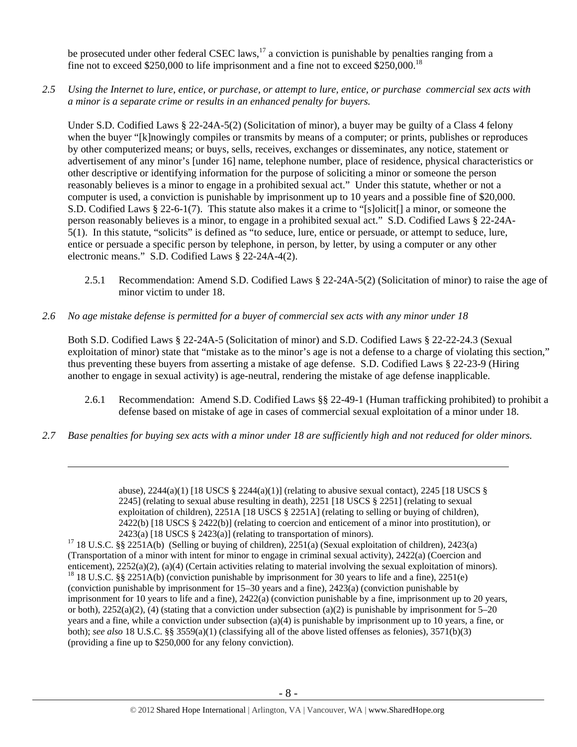be prosecuted under other federal CSEC laws,[17] a conviction is punishable by penalties ranging from a fine not to exceed $250,000 to life imprisonment and a fine not to exceed $250,000.[18]

*2.5 Using the Internet to lure, entice, or purchase, or attempt to lure, entice, or purchase commercial sex acts with a minor is a separate crime or results in an enhanced penalty for buyers.*

Under S.D. Codified Laws § 22-24A-5(2) (Solicitation of minor), a buyer may be guilty of a Class 4 felony when the buyer "[k]nowingly compiles or transmits by means of a computer; or prints, publishes or reproduces by other computerized means; or buys, sells, receives, exchanges or disseminates, any notice, statement or advertisement of any minor's [under 16] name, telephone number, place of residence, physical characteristics or other descriptive or identifying information for the purpose of soliciting a minor or someone the person reasonably believes is a minor to engage in a prohibited sexual act." Under this statute, whether or not a computer is used, a conviction is punishable by imprisonment up to 10 years and a possible fine of $20,000. S.D. Codified Laws § 22-6-1(7). This statute also makes it a crime to "[s]olicit[] a minor, or someone the person reasonably believes is a minor, to engage in a prohibited sexual act." S.D. Codified Laws § 22-24A-5(1). In this statute, "solicits" is defined as "to seduce, lure, entice or persuade, or attempt to seduce, lure, entice or persuade a specific person by telephone, in person, by letter, by using a computer or any other electronic means." S.D. Codified Laws § 22-24A-4(2).

2.5.1 Recommendation: Amend S.D. Codified Laws § 22-24A-5(2) (Solicitation of minor) to raise the age of minor victim to under 18.

*2.6 No age mistake defense is permitted for a buyer of commercial sex acts with any minor under 18*

Both S.D. Codified Laws § 22-24A-5 (Solicitation of minor) and S.D. Codified Laws § 22-22-24.3 (Sexual exploitation of minor) state that "mistake as to the minor's age is not a defense to a charge of violating this section," thus preventing these buyers from asserting a mistake of age defense. S.D. Codified Laws § 22-23-9 (Hiring another to engage in sexual activity) is age-neutral, rendering the mistake of age defense inapplicable.

2.6.1 Recommendation: Amend S.D. Codified Laws §§ 22-49-1 (Human trafficking prohibited) to prohibit a defense based on mistake of age in cases of commercial sexual exploitation of a minor under 18.

*2.7 Base penalties for buying sex acts with a minor under 18 are sufficiently high and not reduced for older minors.*

---

abuse), 2244(a)(1) [18 USCS § 2244(a)(1)] (relating to abusive sexual contact), 2245 [18 USCS § 2245] (relating to sexual abuse resulting in death), 2251 [18 USCS § 2251] (relating to sexual exploitation of children), 2251A [18 USCS § 2251A] (relating to selling or buying of children), 2422(b) [18 USCS § 2422(b)] (relating to coercion and enticement of a minor into prostitution), or 2423(a) [18 USCS § 2423(a)] (relating to transportation of minors).

[17] 18 U.S.C. §§ 2251A(b) (Selling or buying of children), 2251(a) (Sexual exploitation of children), 2423(a) (Transportation of a minor with intent for minor to engage in criminal sexual activity), 2422(a) (Coercion and enticement), 2252(a)(2), (a)(4) (Certain activities relating to material involving the sexual exploitation of minors).

[18] 18 U.S.C. §§ 2251A(b) (conviction punishable by imprisonment for 30 years to life and a fine), 2251(e) (conviction punishable by imprisonment for 15–30 years and a fine), 2423(a) (conviction punishable by imprisonment for 10 years to life and a fine), 2422(a) (conviction punishable by a fine, imprisonment up to 20 years, or both), 2252(a)(2), (4) (stating that a conviction under subsection (a)(2) is punishable by imprisonment for 5–20 years and a fine, while a conviction under subsection (a)(4) is punishable by imprisonment up to 10 years, a fine, or both); *see also* 18 U.S.C. §§ 3559(a)(1) (classifying all of the above listed offenses as felonies), 3571(b)(3) (providing a fine up to $250,000 for any felony conviction).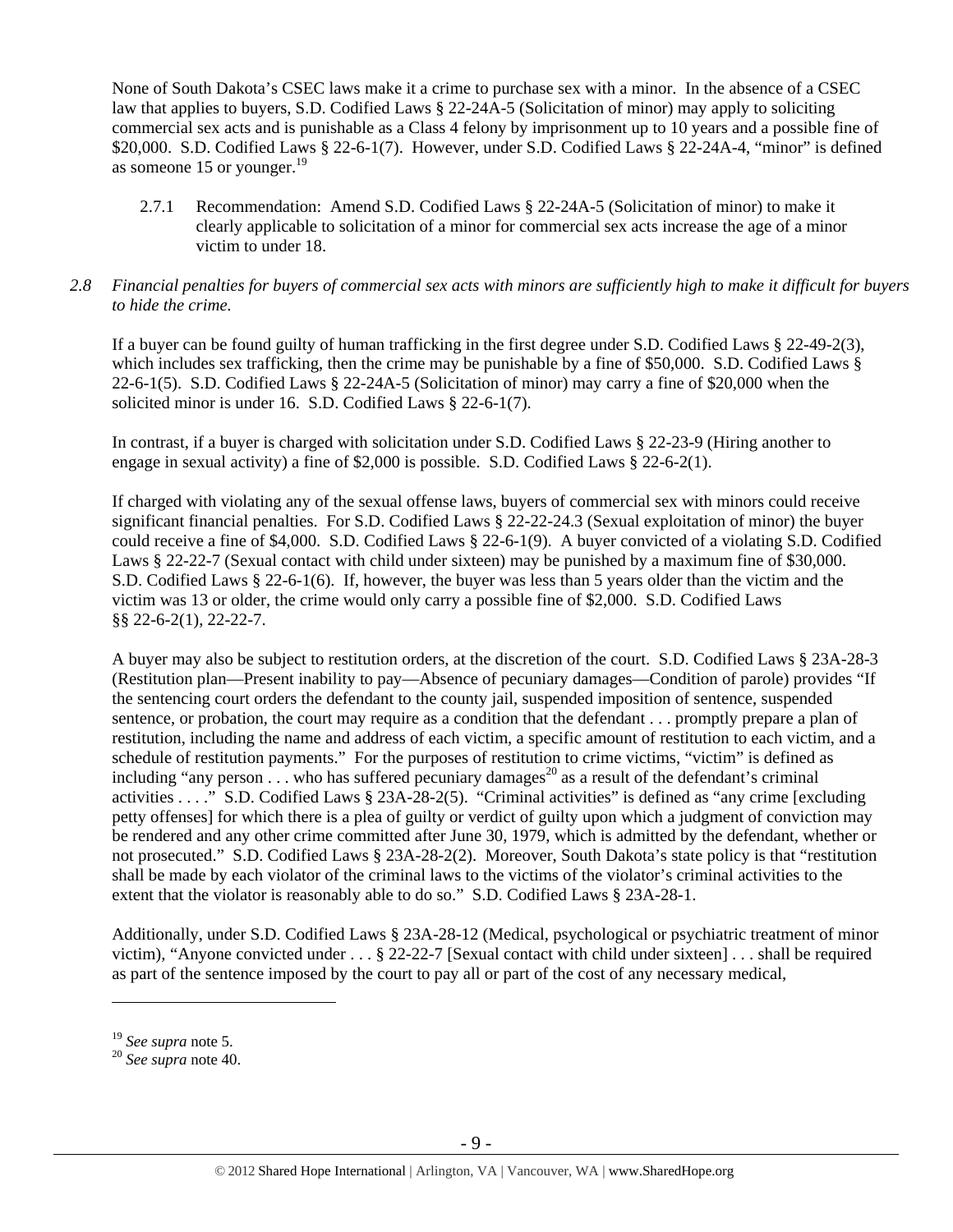None of South Dakota's CSEC laws make it a crime to purchase sex with a minor. In the absence of a CSEC law that applies to buyers, S.D. Codified Laws § 22-24A-5 (Solicitation of minor) may apply to soliciting commercial sex acts and is punishable as a Class 4 felony by imprisonment up to 10 years and a possible fine of $20,000. S.D. Codified Laws § 22-6-1(7). However, under S.D. Codified Laws § 22-24A-4, "minor" is defined as someone 15 or younger.[19]

2.7.1 Recommendation: Amend S.D. Codified Laws § 22-24A-5 (Solicitation of minor) to make it clearly applicable to solicitation of a minor for commercial sex acts increase the age of a minor victim to under 18.

*2.8 Financial penalties for buyers of commercial sex acts with minors are sufficiently high to make it difficult for buyers to hide the crime.*

If a buyer can be found guilty of human trafficking in the first degree under S.D. Codified Laws § 22-49-2(3), which includes sex trafficking, then the crime may be punishable by a fine of $50,000. S.D. Codified Laws § 22-6-1(5). S.D. Codified Laws § 22-24A-5 (Solicitation of minor) may carry a fine of $20,000 when the solicited minor is under 16. S.D. Codified Laws § 22-6-1(7).

In contrast, if a buyer is charged with solicitation under S.D. Codified Laws § 22-23-9 (Hiring another to engage in sexual activity) a fine of $2,000 is possible. S.D. Codified Laws § 22-6-2(1).

If charged with violating any of the sexual offense laws, buyers of commercial sex with minors could receive significant financial penalties. For S.D. Codified Laws § 22-22-24.3 (Sexual exploitation of minor) the buyer could receive a fine of $4,000. S.D. Codified Laws § 22-6-1(9). A buyer convicted of a violating S.D. Codified Laws § 22-22-7 (Sexual contact with child under sixteen) may be punished by a maximum fine of $30,000. S.D. Codified Laws § 22-6-1(6). If, however, the buyer was less than 5 years older than the victim and the victim was 13 or older, the crime would only carry a possible fine of $2,000. S.D. Codified Laws §§ 22-6-2(1), 22-22-7.

A buyer may also be subject to restitution orders, at the discretion of the court. S.D. Codified Laws § 23A-28-3 (Restitution plan—Present inability to pay—Absence of pecuniary damages—Condition of parole) provides "If the sentencing court orders the defendant to the county jail, suspended imposition of sentence, suspended sentence, or probation, the court may require as a condition that the defendant . . . promptly prepare a plan of restitution, including the name and address of each victim, a specific amount of restitution to each victim, and a schedule of restitution payments." For the purposes of restitution to crime victims, "victim" is defined as including "any person . . . who has suffered pecuniary damages[20] as a result of the defendant's criminal activities . . . ." S.D. Codified Laws § 23A-28-2(5). "Criminal activities" is defined as "any crime [excluding petty offenses] for which there is a plea of guilty or verdict of guilty upon which a judgment of conviction may be rendered and any other crime committed after June 30, 1979, which is admitted by the defendant, whether or not prosecuted." S.D. Codified Laws § 23A-28-2(2). Moreover, South Dakota's state policy is that "restitution shall be made by each violator of the criminal laws to the victims of the violator's criminal activities to the extent that the violator is reasonably able to do so." S.D. Codified Laws § 23A-28-1.

Additionally, under S.D. Codified Laws § 23A-28-12 (Medical, psychological or psychiatric treatment of minor victim), "Anyone convicted under . . . § 22-22-7 [Sexual contact with child under sixteen] . . . shall be required as part of the sentence imposed by the court to pay all or part of the cost of any necessary medical,

---

[19] *See supra* note 5.

[20] *See supra* note 40.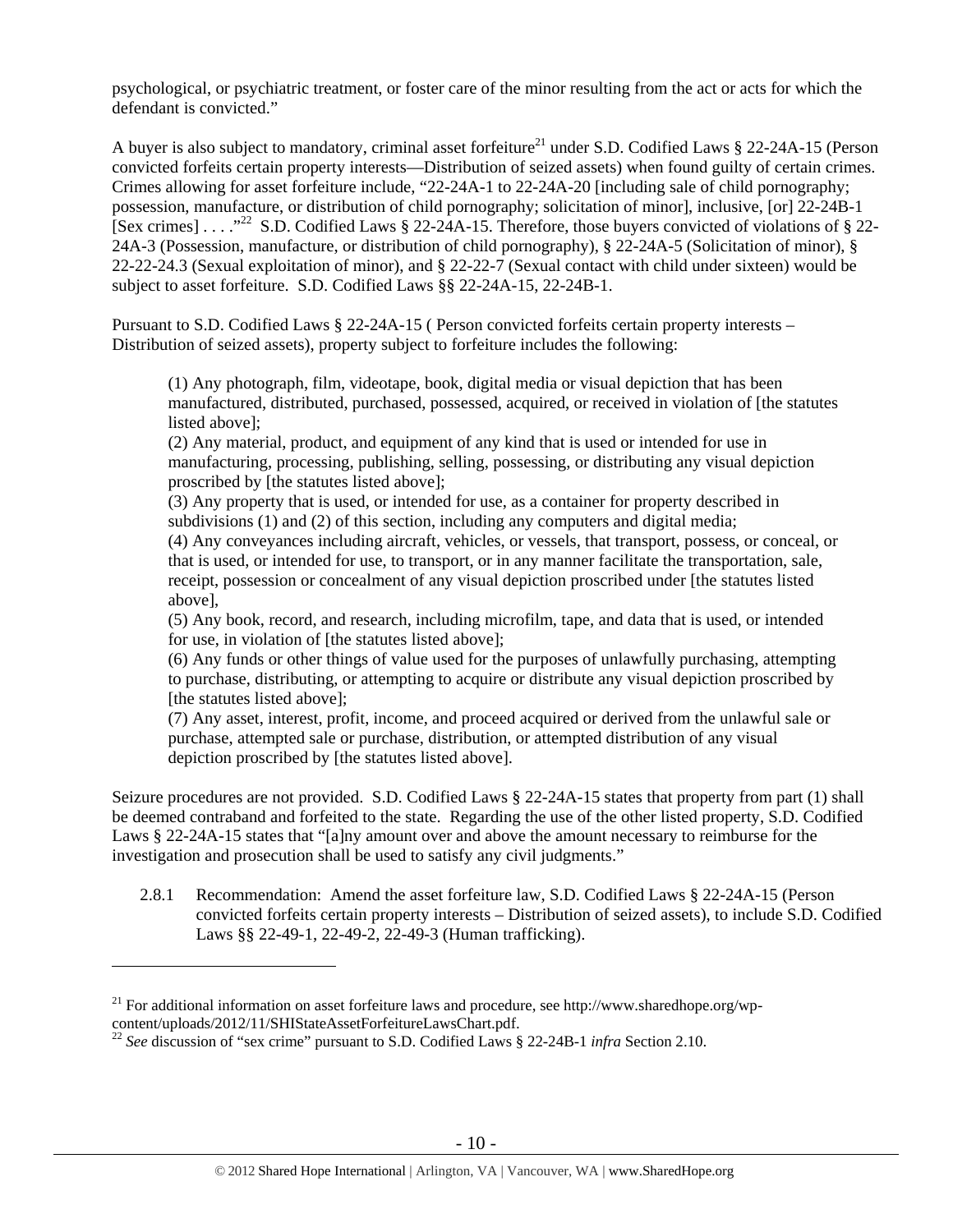psychological, or psychiatric treatment, or foster care of the minor resulting from the act or acts for which the defendant is convicted."

A buyer is also subject to mandatory, criminal asset forfeiture[21] under S.D. Codified Laws § 22-24A-15 (Person convicted forfeits certain property interests—Distribution of seized assets) when found guilty of certain crimes. Crimes allowing for asset forfeiture include, "22-24A-1 to 22-24A-20 [including sale of child pornography; possession, manufacture, or distribution of child pornography; solicitation of minor], inclusive, [or] 22-24B-1 [Sex crimes] . . . ."[22] S.D. Codified Laws § 22-24A-15. Therefore, those buyers convicted of violations of § 22-24A-3 (Possession, manufacture, or distribution of child pornography), § 22-24A-5 (Solicitation of minor), § 22-22-24.3 (Sexual exploitation of minor), and § 22-22-7 (Sexual contact with child under sixteen) would be subject to asset forfeiture. S.D. Codified Laws §§ 22-24A-15, 22-24B-1.

Pursuant to S.D. Codified Laws § 22-24A-15 ( Person convicted forfeits certain property interests – Distribution of seized assets), property subject to forfeiture includes the following:

> (1) Any photograph, film, videotape, book, digital media or visual depiction that has been manufactured, distributed, purchased, possessed, acquired, or received in violation of [the statutes listed above];
> (2) Any material, product, and equipment of any kind that is used or intended for use in manufacturing, processing, publishing, selling, possessing, or distributing any visual depiction proscribed by [the statutes listed above];
> (3) Any property that is used, or intended for use, as a container for property described in subdivisions (1) and (2) of this section, including any computers and digital media;
> (4) Any conveyances including aircraft, vehicles, or vessels, that transport, possess, or conceal, or that is used, or intended for use, to transport, or in any manner facilitate the transportation, sale, receipt, possession or concealment of any visual depiction proscribed under [the statutes listed above],
> (5) Any book, record, and research, including microfilm, tape, and data that is used, or intended for use, in violation of [the statutes listed above];
> (6) Any funds or other things of value used for the purposes of unlawfully purchasing, attempting to purchase, distributing, or attempting to acquire or distribute any visual depiction proscribed by [the statutes listed above];
> (7) Any asset, interest, profit, income, and proceed acquired or derived from the unlawful sale or purchase, attempted sale or purchase, distribution, or attempted distribution of any visual depiction proscribed by [the statutes listed above].

Seizure procedures are not provided. S.D. Codified Laws § 22-24A-15 states that property from part (1) shall be deemed contraband and forfeited to the state. Regarding the use of the other listed property, S.D. Codified Laws § 22-24A-15 states that "[a]ny amount over and above the amount necessary to reimburse for the investigation and prosecution shall be used to satisfy any civil judgments."

2.8.1 Recommendation: Amend the asset forfeiture law, S.D. Codified Laws § 22-24A-15 (Person convicted forfeits certain property interests – Distribution of seized assets), to include S.D. Codified Laws §§ 22-49-1, 22-49-2, 22-49-3 (Human trafficking).

---

[21] For additional information on asset forfeiture laws and procedure, see http://www.sharedhope.org/wp-content/uploads/2012/11/SHIStateAssetForfeitureLawsChart.pdf.

[22] *See* discussion of "sex crime" pursuant to S.D. Codified Laws § 22-24B-1 *infra* Section 2.10.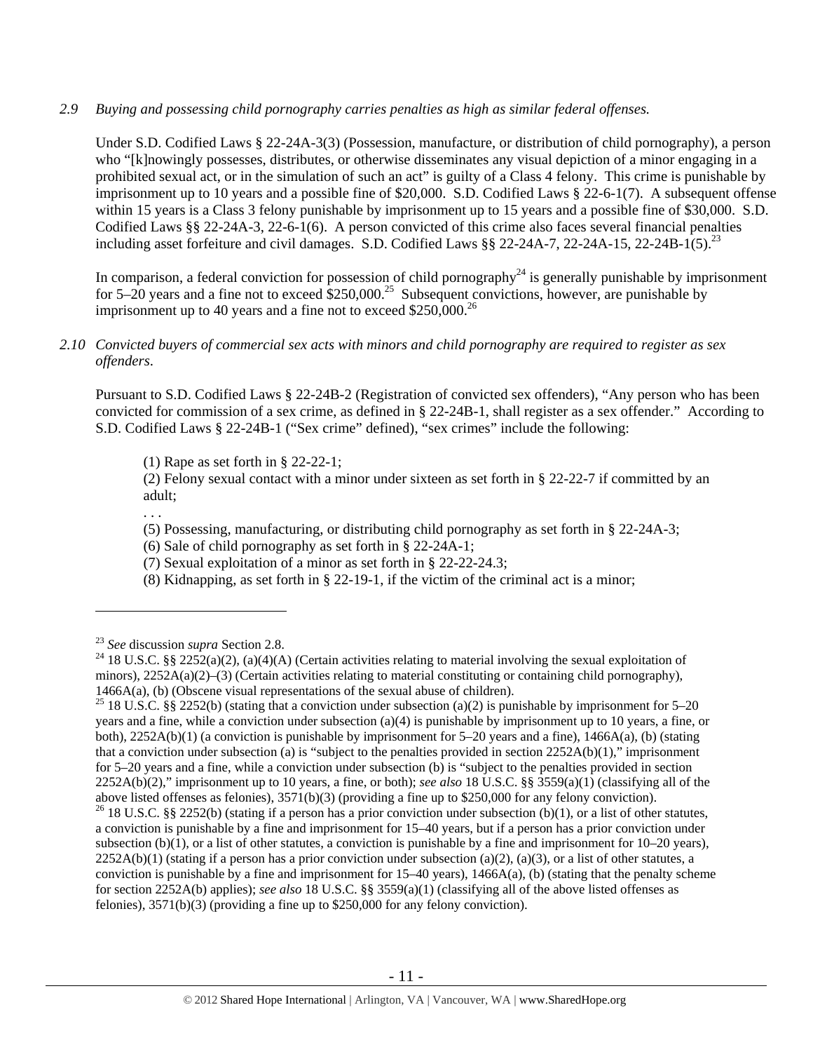*2.9 Buying and possessing child pornography carries penalties as high as similar federal offenses.*

Under S.D. Codified Laws § 22-24A-3(3) (Possession, manufacture, or distribution of child pornography), a person who "[k]nowingly possesses, distributes, or otherwise disseminates any visual depiction of a minor engaging in a prohibited sexual act, or in the simulation of such an act" is guilty of a Class 4 felony. This crime is punishable by imprisonment up to 10 years and a possible fine of $20,000. S.D. Codified Laws § 22-6-1(7). A subsequent offense within 15 years is a Class 3 felony punishable by imprisonment up to 15 years and a possible fine of $30,000. S.D. Codified Laws §§ 22-24A-3, 22-6-1(6). A person convicted of this crime also faces several financial penalties including asset forfeiture and civil damages. S.D. Codified Laws §§ 22-24A-7, 22-24A-15, 22-24B-1(5).[23]

In comparison, a federal conviction for possession of child pornography[24] is generally punishable by imprisonment for 5–20 years and a fine not to exceed $250,000.[25] Subsequent convictions, however, are punishable by imprisonment up to 40 years and a fine not to exceed $250,000.[26]

*2.10 Convicted buyers of commercial sex acts with minors and child pornography are required to register as sex offenders.*

Pursuant to S.D. Codified Laws § 22-24B-2 (Registration of convicted sex offenders), "Any person who has been convicted for commission of a sex crime, as defined in § 22-24B-1, shall register as a sex offender." According to S.D. Codified Laws § 22-24B-1 ("Sex crime" defined), "sex crimes" include the following:

> (1) Rape as set forth in § 22-22-1;
> (2) Felony sexual contact with a minor under sixteen as set forth in § 22-22-7 if committed by an adult;
> . . .
> (5) Possessing, manufacturing, or distributing child pornography as set forth in § 22-24A-3;
> (6) Sale of child pornography as set forth in § 22-24A-1;
> (7) Sexual exploitation of a minor as set forth in § 22-22-24.3;
> (8) Kidnapping, as set forth in § 22-19-1, if the victim of the criminal act is a minor;

---

[23] *See* discussion *supra* Section 2.8.

[24] 18 U.S.C. §§ 2252(a)(2), (a)(4)(A) (Certain activities relating to material involving the sexual exploitation of minors), 2252A(a)(2)–(3) (Certain activities relating to material constituting or containing child pornography), 1466A(a), (b) (Obscene visual representations of the sexual abuse of children).

[25] 18 U.S.C. §§ 2252(b) (stating that a conviction under subsection (a)(2) is punishable by imprisonment for 5–20 years and a fine, while a conviction under subsection (a)(4) is punishable by imprisonment up to 10 years, a fine, or both), 2252A(b)(1) (a conviction is punishable by imprisonment for 5–20 years and a fine), 1466A(a), (b) (stating that a conviction under subsection (a) is "subject to the penalties provided in section 2252A(b)(1)," imprisonment for 5–20 years and a fine, while a conviction under subsection (b) is "subject to the penalties provided in section 2252A(b)(2)," imprisonment up to 10 years, a fine, or both); *see also* 18 U.S.C. §§ 3559(a)(1) (classifying all of the above listed offenses as felonies), 3571(b)(3) (providing a fine up to $250,000 for any felony conviction).

[26] 18 U.S.C. §§ 2252(b) (stating if a person has a prior conviction under subsection (b)(1), or a list of other statutes, a conviction is punishable by a fine and imprisonment for 15–40 years, but if a person has a prior conviction under subsection (b)(1), or a list of other statutes, a conviction is punishable by a fine and imprisonment for 10–20 years), 2252A(b)(1) (stating if a person has a prior conviction under subsection (a)(2), (a)(3), or a list of other statutes, a conviction is punishable by a fine and imprisonment for 15–40 years), 1466A(a), (b) (stating that the penalty scheme for section 2252A(b) applies); *see also* 18 U.S.C. §§ 3559(a)(1) (classifying all of the above listed offenses as felonies), 3571(b)(3) (providing a fine up to $250,000 for any felony conviction).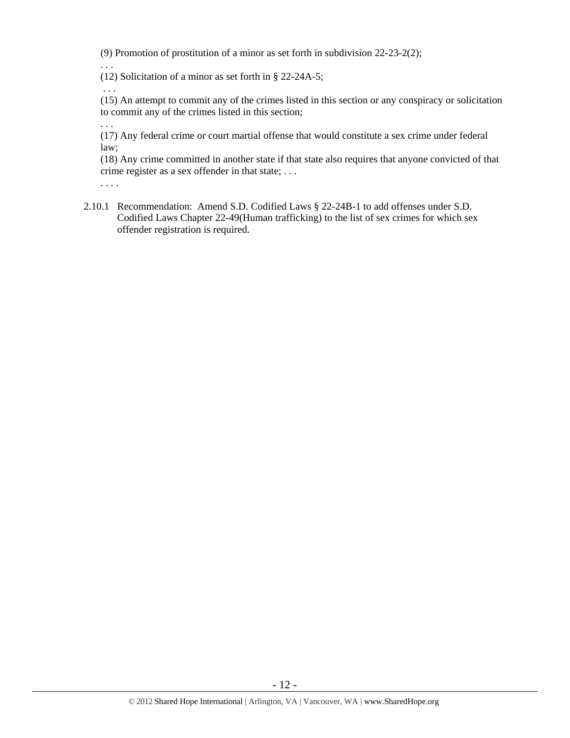(9) Promotion of prostitution of a minor as set forth in subdivision 22-23-2(2);

. . .

(12) Solicitation of a minor as set forth in § 22-24A-5;

. . .

(15) An attempt to commit any of the crimes listed in this section or any conspiracy or solicitation to commit any of the crimes listed in this section;

. . .

(17) Any federal crime or court martial offense that would constitute a sex crime under federal law;

(18) Any crime committed in another state if that state also requires that anyone convicted of that crime register as a sex offender in that state; . . .

. . . .

2.10.1 Recommendation: Amend S.D. Codified Laws § 22-24B-1 to add offenses under S.D. Codified Laws Chapter 22-49(Human trafficking) to the list of sex crimes for which sex offender registration is required.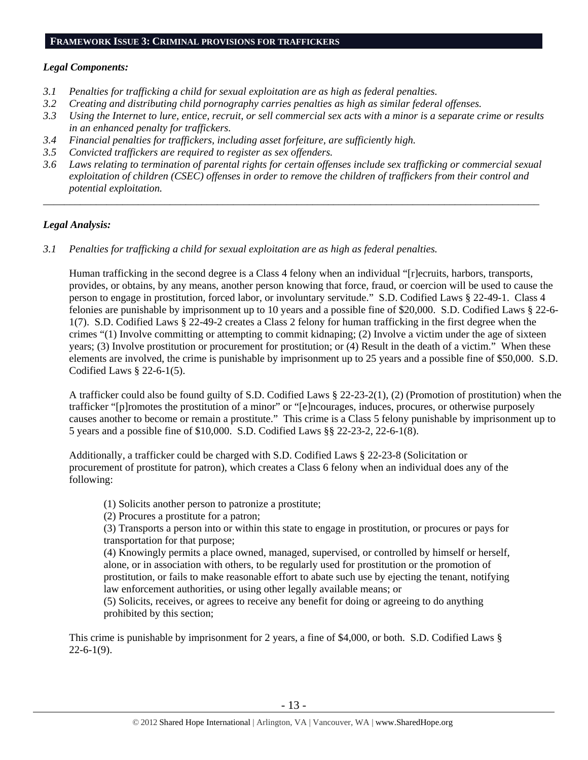## FRAMEWORK ISSUE 3: CRIMINAL PROVISIONS FOR TRAFFICKERS

***Legal Components:***

*3.1 Penalties for trafficking a child for sexual exploitation are as high as federal penalties.*
*3.2 Creating and distributing child pornography carries penalties as high as similar federal offenses.*
*3.3 Using the Internet to lure, entice, recruit, or sell commercial sex acts with a minor is a separate crime or results in an enhanced penalty for traffickers.*
*3.4 Financial penalties for traffickers, including asset forfeiture, are sufficiently high.*
*3.5 Convicted traffickers are required to register as sex offenders.*
*3.6 Laws relating to termination of parental rights for certain offenses include sex trafficking or commercial sexual exploitation of children (CSEC) offenses in order to remove the children of traffickers from their control and potential exploitation.*

---

***Legal Analysis:***

*3.1 Penalties for trafficking a child for sexual exploitation are as high as federal penalties.*

Human trafficking in the second degree is a Class 4 felony when an individual "[r]ecruits, harbors, transports, provides, or obtains, by any means, another person knowing that force, fraud, or coercion will be used to cause the person to engage in prostitution, forced labor, or involuntary servitude." S.D. Codified Laws § 22-49-1. Class 4 felonies are punishable by imprisonment up to 10 years and a possible fine of $20,000. S.D. Codified Laws § 22-6-1(7). S.D. Codified Laws § 22-49-2 creates a Class 2 felony for human trafficking in the first degree when the crimes "(1) Involve committing or attempting to commit kidnaping; (2) Involve a victim under the age of sixteen years; (3) Involve prostitution or procurement for prostitution; or (4) Result in the death of a victim." When these elements are involved, the crime is punishable by imprisonment up to 25 years and a possible fine of $50,000. S.D. Codified Laws § 22-6-1(5).

A trafficker could also be found guilty of S.D. Codified Laws § 22-23-2(1), (2) (Promotion of prostitution) when the trafficker "[p]romotes the prostitution of a minor" or "[e]ncourages, induces, procures, or otherwise purposely causes another to become or remain a prostitute." This crime is a Class 5 felony punishable by imprisonment up to 5 years and a possible fine of $10,000. S.D. Codified Laws §§ 22-23-2, 22-6-1(8).

Additionally, a trafficker could be charged with S.D. Codified Laws § 22-23-8 (Solicitation or procurement of prostitute for patron), which creates a Class 6 felony when an individual does any of the following:

> (1) Solicits another person to patronize a prostitute;
> (2) Procures a prostitute for a patron;
> (3) Transports a person into or within this state to engage in prostitution, or procures or pays for transportation for that purpose;
> (4) Knowingly permits a place owned, managed, supervised, or controlled by himself or herself, alone, or in association with others, to be regularly used for prostitution or the promotion of prostitution, or fails to make reasonable effort to abate such use by ejecting the tenant, notifying law enforcement authorities, or using other legally available means; or
> (5) Solicits, receives, or agrees to receive any benefit for doing or agreeing to do anything prohibited by this section;

This crime is punishable by imprisonment for 2 years, a fine of $4,000, or both. S.D. Codified Laws § 22-6-1(9).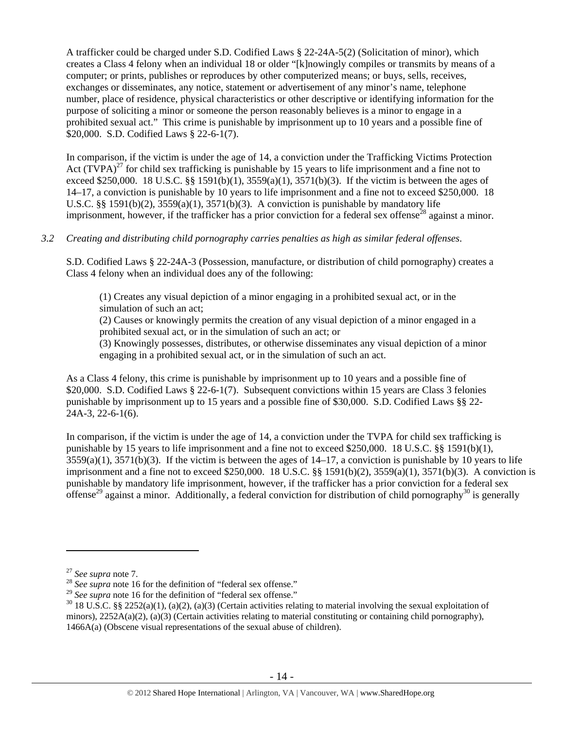A trafficker could be charged under S.D. Codified Laws § 22-24A-5(2) (Solicitation of minor), which creates a Class 4 felony when an individual 18 or older "[k]nowingly compiles or transmits by means of a computer; or prints, publishes or reproduces by other computerized means; or buys, sells, receives, exchanges or disseminates, any notice, statement or advertisement of any minor's name, telephone number, place of residence, physical characteristics or other descriptive or identifying information for the purpose of soliciting a minor or someone the person reasonably believes is a minor to engage in a prohibited sexual act." This crime is punishable by imprisonment up to 10 years and a possible fine of $20,000. S.D. Codified Laws § 22-6-1(7).

In comparison, if the victim is under the age of 14, a conviction under the Trafficking Victims Protection Act (TVPA)[27] for child sex trafficking is punishable by 15 years to life imprisonment and a fine not to exceed $250,000. 18 U.S.C. §§ 1591(b)(1), 3559(a)(1), 3571(b)(3). If the victim is between the ages of 14–17, a conviction is punishable by 10 years to life imprisonment and a fine not to exceed $250,000. 18 U.S.C. §§ 1591(b)(2), 3559(a)(1), 3571(b)(3). A conviction is punishable by mandatory life imprisonment, however, if the trafficker has a prior conviction for a federal sex offense[28] against a minor.

*3.2 Creating and distributing child pornography carries penalties as high as similar federal offenses.*

S.D. Codified Laws § 22-24A-3 (Possession, manufacture, or distribution of child pornography) creates a Class 4 felony when an individual does any of the following:

> (1) Creates any visual depiction of a minor engaging in a prohibited sexual act, or in the simulation of such an act;
> (2) Causes or knowingly permits the creation of any visual depiction of a minor engaged in a prohibited sexual act, or in the simulation of such an act; or
> (3) Knowingly possesses, distributes, or otherwise disseminates any visual depiction of a minor engaging in a prohibited sexual act, or in the simulation of such an act.

As a Class 4 felony, this crime is punishable by imprisonment up to 10 years and a possible fine of $20,000. S.D. Codified Laws § 22-6-1(7). Subsequent convictions within 15 years are Class 3 felonies punishable by imprisonment up to 15 years and a possible fine of $30,000. S.D. Codified Laws §§ 22-24A-3, 22-6-1(6).

In comparison, if the victim is under the age of 14, a conviction under the TVPA for child sex trafficking is punishable by 15 years to life imprisonment and a fine not to exceed $250,000. 18 U.S.C. §§ 1591(b)(1), 3559(a)(1), 3571(b)(3). If the victim is between the ages of 14–17, a conviction is punishable by 10 years to life imprisonment and a fine not to exceed $250,000. 18 U.S.C. §§ 1591(b)(2), 3559(a)(1), 3571(b)(3). A conviction is punishable by mandatory life imprisonment, however, if the trafficker has a prior conviction for a federal sex offense[29] against a minor. Additionally, a federal conviction for distribution of child pornography[30] is generally

---

[27] *See supra* note 7.

[28] *See supra* note 16 for the definition of "federal sex offense."

[29] *See supra* note 16 for the definition of "federal sex offense."

[30] 18 U.S.C. §§ 2252(a)(1), (a)(2), (a)(3) (Certain activities relating to material involving the sexual exploitation of minors), 2252A(a)(2), (a)(3) (Certain activities relating to material constituting or containing child pornography), 1466A(a) (Obscene visual representations of the sexual abuse of children).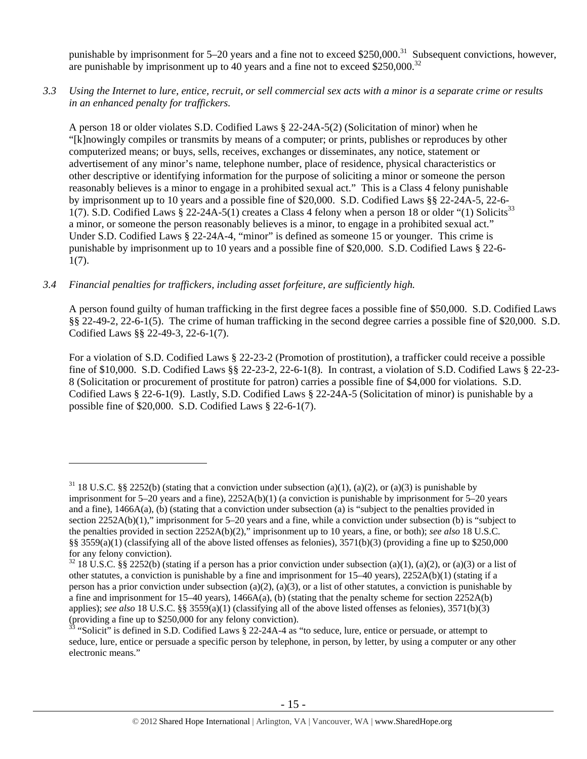punishable by imprisonment for 5–20 years and a fine not to exceed $250,000.[31] Subsequent convictions, however, are punishable by imprisonment up to 40 years and a fine not to exceed $250,000.[32]

*3.3 Using the Internet to lure, entice, recruit, or sell commercial sex acts with a minor is a separate crime or results in an enhanced penalty for traffickers.*

A person 18 or older violates S.D. Codified Laws § 22-24A-5(2) (Solicitation of minor) when he "[k]nowingly compiles or transmits by means of a computer; or prints, publishes or reproduces by other computerized means; or buys, sells, receives, exchanges or disseminates, any notice, statement or advertisement of any minor's name, telephone number, place of residence, physical characteristics or other descriptive or identifying information for the purpose of soliciting a minor or someone the person reasonably believes is a minor to engage in a prohibited sexual act." This is a Class 4 felony punishable by imprisonment up to 10 years and a possible fine of $20,000. S.D. Codified Laws §§ 22-24A-5, 22-6-1(7). S.D. Codified Laws § 22-24A-5(1) creates a Class 4 felony when a person 18 or older "(1) Solicits[33] a minor, or someone the person reasonably believes is a minor, to engage in a prohibited sexual act." Under S.D. Codified Laws § 22-24A-4, "minor" is defined as someone 15 or younger. This crime is punishable by imprisonment up to 10 years and a possible fine of $20,000. S.D. Codified Laws § 22-6-1(7).

*3.4 Financial penalties for traffickers, including asset forfeiture, are sufficiently high.*

A person found guilty of human trafficking in the first degree faces a possible fine of $50,000. S.D. Codified Laws §§ 22-49-2, 22-6-1(5). The crime of human trafficking in the second degree carries a possible fine of $20,000. S.D. Codified Laws §§ 22-49-3, 22-6-1(7).

For a violation of S.D. Codified Laws § 22-23-2 (Promotion of prostitution), a trafficker could receive a possible fine of $10,000. S.D. Codified Laws §§ 22-23-2, 22-6-1(8). In contrast, a violation of S.D. Codified Laws § 22-23-8 (Solicitation or procurement of prostitute for patron) carries a possible fine of $4,000 for violations. S.D. Codified Laws § 22-6-1(9). Lastly, S.D. Codified Laws § 22-24A-5 (Solicitation of minor) is punishable by a possible fine of $20,000. S.D. Codified Laws § 22-6-1(7).

---

[31] 18 U.S.C. §§ 2252(b) (stating that a conviction under subsection (a)(1), (a)(2), or (a)(3) is punishable by imprisonment for 5–20 years and a fine), 2252A(b)(1) (a conviction is punishable by imprisonment for 5–20 years and a fine), 1466A(a), (b) (stating that a conviction under subsection (a) is "subject to the penalties provided in section 2252A(b)(1)," imprisonment for 5–20 years and a fine, while a conviction under subsection (b) is "subject to the penalties provided in section 2252A(b)(2)," imprisonment up to 10 years, a fine, or both); *see also* 18 U.S.C. §§ 3559(a)(1) (classifying all of the above listed offenses as felonies), 3571(b)(3) (providing a fine up to $250,000 for any felony conviction).

[32] 18 U.S.C. §§ 2252(b) (stating if a person has a prior conviction under subsection (a)(1), (a)(2), or (a)(3) or a list of other statutes, a conviction is punishable by a fine and imprisonment for 15–40 years), 2252A(b)(1) (stating if a person has a prior conviction under subsection (a)(2), (a)(3), or a list of other statutes, a conviction is punishable by a fine and imprisonment for 15–40 years), 1466A(a), (b) (stating that the penalty scheme for section 2252A(b) applies); *see also* 18 U.S.C. §§ 3559(a)(1) (classifying all of the above listed offenses as felonies), 3571(b)(3) (providing a fine up to $250,000 for any felony conviction).

[33] "Solicit" is defined in S.D. Codified Laws § 22-24A-4 as "to seduce, lure, entice or persuade, or attempt to seduce, lure, entice or persuade a specific person by telephone, in person, by letter, by using a computer or any other electronic means."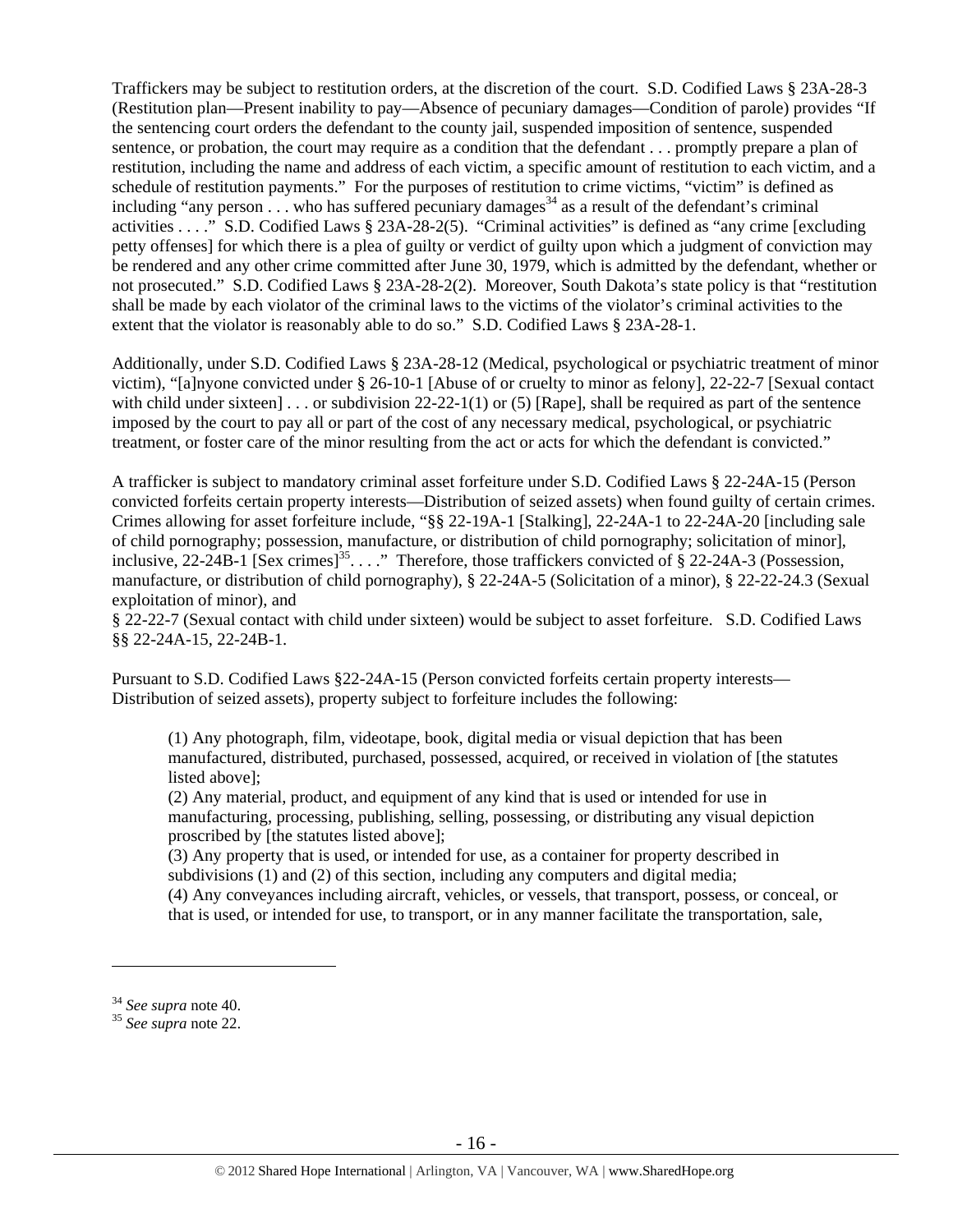Traffickers may be subject to restitution orders, at the discretion of the court. S.D. Codified Laws § 23A-28-3 (Restitution plan—Present inability to pay—Absence of pecuniary damages—Condition of parole) provides "If the sentencing court orders the defendant to the county jail, suspended imposition of sentence, suspended sentence, or probation, the court may require as a condition that the defendant . . . promptly prepare a plan of restitution, including the name and address of each victim, a specific amount of restitution to each victim, and a schedule of restitution payments." For the purposes of restitution to crime victims, "victim" is defined as including "any person . . . who has suffered pecuniary damages[34] as a result of the defendant's criminal activities . . . ." S.D. Codified Laws § 23A-28-2(5). "Criminal activities" is defined as "any crime [excluding petty offenses] for which there is a plea of guilty or verdict of guilty upon which a judgment of conviction may be rendered and any other crime committed after June 30, 1979, which is admitted by the defendant, whether or not prosecuted." S.D. Codified Laws § 23A-28-2(2). Moreover, South Dakota's state policy is that "restitution shall be made by each violator of the criminal laws to the victims of the violator's criminal activities to the extent that the violator is reasonably able to do so." S.D. Codified Laws § 23A-28-1.

Additionally, under S.D. Codified Laws § 23A-28-12 (Medical, psychological or psychiatric treatment of minor victim), "[a]nyone convicted under § 26-10-1 [Abuse of or cruelty to minor as felony], 22-22-7 [Sexual contact with child under sixteen] . . . or subdivision 22-22-1(1) or (5) [Rape], shall be required as part of the sentence imposed by the court to pay all or part of the cost of any necessary medical, psychological, or psychiatric treatment, or foster care of the minor resulting from the act or acts for which the defendant is convicted."

A trafficker is subject to mandatory criminal asset forfeiture under S.D. Codified Laws § 22-24A-15 (Person convicted forfeits certain property interests—Distribution of seized assets) when found guilty of certain crimes. Crimes allowing for asset forfeiture include, "§§ 22-19A-1 [Stalking], 22-24A-1 to 22-24A-20 [including sale of child pornography; possession, manufacture, or distribution of child pornography; solicitation of minor], inclusive, 22-24B-1 [Sex crimes][35]. . . ." Therefore, those traffickers convicted of § 22-24A-3 (Possession, manufacture, or distribution of child pornography), § 22-24A-5 (Solicitation of a minor), § 22-22-24.3 (Sexual exploitation of minor), and § 22-22-7 (Sexual contact with child under sixteen) would be subject to asset forfeiture. S.D. Codified Laws §§ 22-24A-15, 22-24B-1.

Pursuant to S.D. Codified Laws §22-24A-15 (Person convicted forfeits certain property interests—Distribution of seized assets), property subject to forfeiture includes the following:

> (1) Any photograph, film, videotape, book, digital media or visual depiction that has been manufactured, distributed, purchased, possessed, acquired, or received in violation of [the statutes listed above];
> (2) Any material, product, and equipment of any kind that is used or intended for use in manufacturing, processing, publishing, selling, possessing, or distributing any visual depiction proscribed by [the statutes listed above];
> (3) Any property that is used, or intended for use, as a container for property described in subdivisions (1) and (2) of this section, including any computers and digital media;
> (4) Any conveyances including aircraft, vehicles, or vessels, that transport, possess, or conceal, or that is used, or intended for use, to transport, or in any manner facilitate the transportation, sale,

[34] *See supra* note 40.
[35] *See supra* note 22.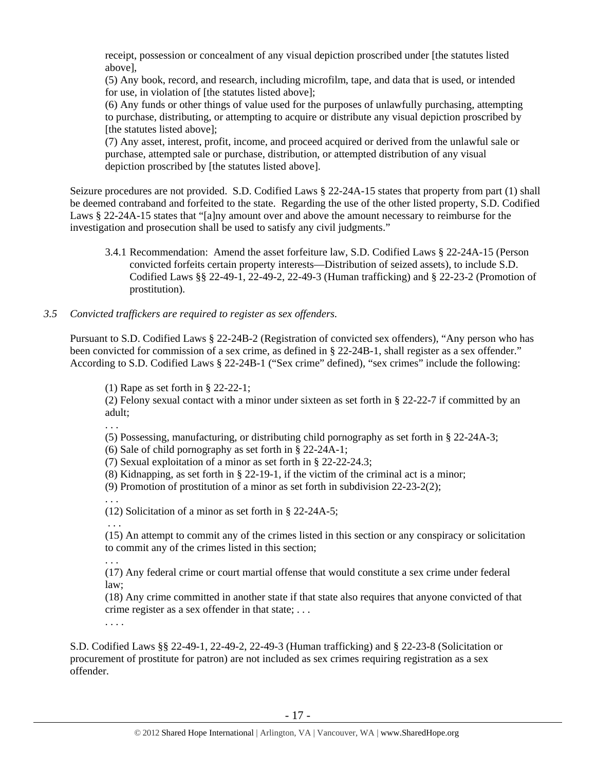receipt, possession or concealment of any visual depiction proscribed under [the statutes listed above],

(5) Any book, record, and research, including microfilm, tape, and data that is used, or intended for use, in violation of [the statutes listed above];

(6) Any funds or other things of value used for the purposes of unlawfully purchasing, attempting to purchase, distributing, or attempting to acquire or distribute any visual depiction proscribed by [the statutes listed above];

(7) Any asset, interest, profit, income, and proceed acquired or derived from the unlawful sale or purchase, attempted sale or purchase, distribution, or attempted distribution of any visual depiction proscribed by [the statutes listed above].

Seizure procedures are not provided. S.D. Codified Laws § 22-24A-15 states that property from part (1) shall be deemed contraband and forfeited to the state. Regarding the use of the other listed property, S.D. Codified Laws § 22-24A-15 states that "[a]ny amount over and above the amount necessary to reimburse for the investigation and prosecution shall be used to satisfy any civil judgments."

> 3.4.1 Recommendation: Amend the asset forfeiture law, S.D. Codified Laws § 22-24A-15 (Person convicted forfeits certain property interests—Distribution of seized assets), to include S.D. Codified Laws §§ 22-49-1, 22-49-2, 22-49-3 (Human trafficking) and § 22-23-2 (Promotion of prostitution).

*3.5 Convicted traffickers are required to register as sex offenders.*

Pursuant to S.D. Codified Laws § 22-24B-2 (Registration of convicted sex offenders), "Any person who has been convicted for commission of a sex crime, as defined in § 22-24B-1, shall register as a sex offender." According to S.D. Codified Laws § 22-24B-1 ("Sex crime" defined), "sex crimes" include the following:

> (1) Rape as set forth in § 22-22-1;
> (2) Felony sexual contact with a minor under sixteen as set forth in § 22-22-7 if committed by an adult;
> . . .
> (5) Possessing, manufacturing, or distributing child pornography as set forth in § 22-24A-3;
> (6) Sale of child pornography as set forth in § 22-24A-1;
> (7) Sexual exploitation of a minor as set forth in § 22-22-24.3;
> (8) Kidnapping, as set forth in § 22-19-1, if the victim of the criminal act is a minor;
> (9) Promotion of prostitution of a minor as set forth in subdivision 22-23-2(2);
> . . .
> (12) Solicitation of a minor as set forth in § 22-24A-5;
> . . .
> (15) An attempt to commit any of the crimes listed in this section or any conspiracy or solicitation to commit any of the crimes listed in this section;
> . . .
> (17) Any federal crime or court martial offense that would constitute a sex crime under federal law;
> (18) Any crime committed in another state if that state also requires that anyone convicted of that crime register as a sex offender in that state; . . .
> . . . .

S.D. Codified Laws §§ 22-49-1, 22-49-2, 22-49-3 (Human trafficking) and § 22-23-8 (Solicitation or procurement of prostitute for patron) are not included as sex crimes requiring registration as a sex offender.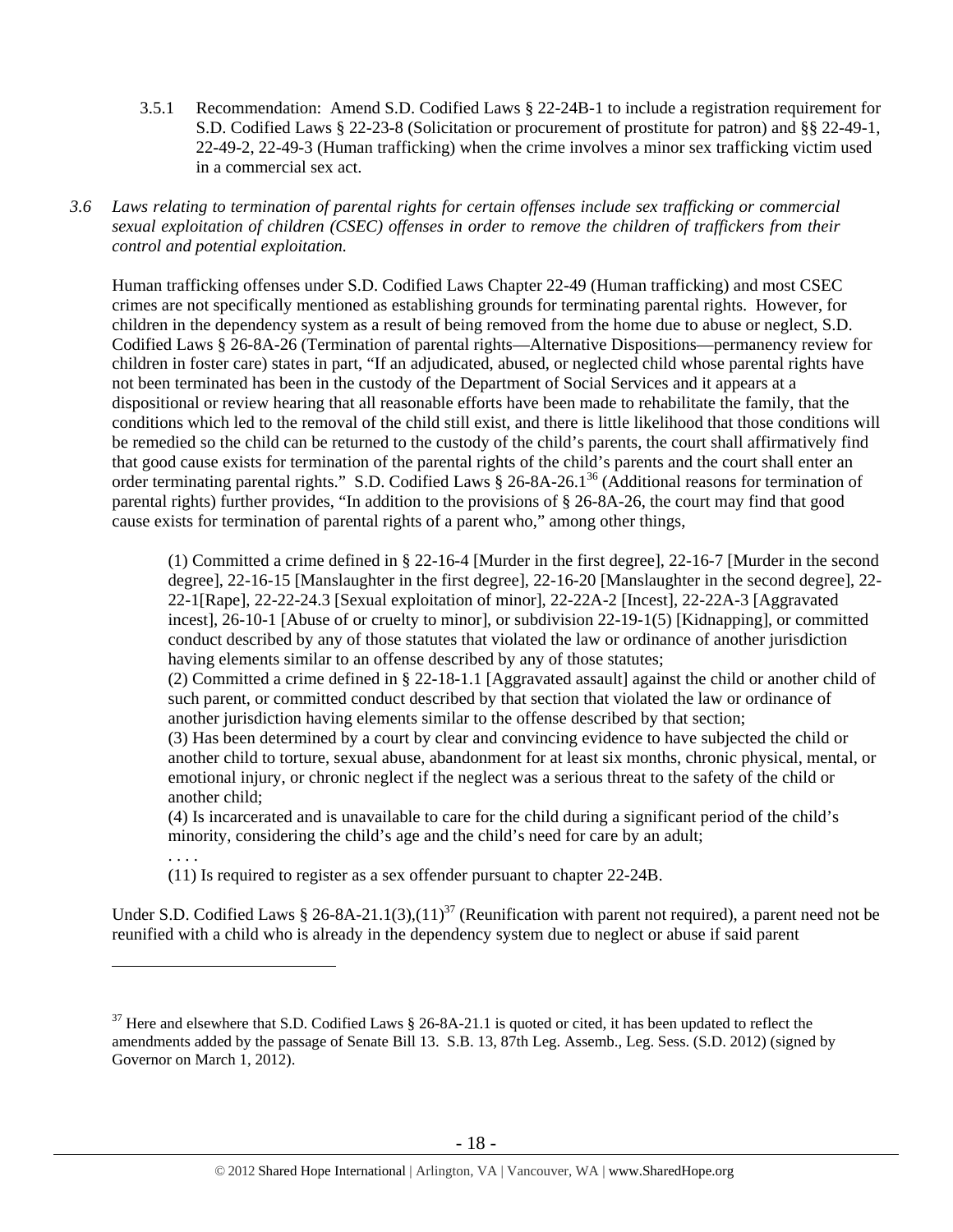3.5.1 Recommendation: Amend S.D. Codified Laws § 22-24B-1 to include a registration requirement for S.D. Codified Laws § 22-23-8 (Solicitation or procurement of prostitute for patron) and §§ 22-49-1, 22-49-2, 22-49-3 (Human trafficking) when the crime involves a minor sex trafficking victim used in a commercial sex act.

*3.6 Laws relating to termination of parental rights for certain offenses include sex trafficking or commercial sexual exploitation of children (CSEC) offenses in order to remove the children of traffickers from their control and potential exploitation.*

Human trafficking offenses under S.D. Codified Laws Chapter 22-49 (Human trafficking) and most CSEC crimes are not specifically mentioned as establishing grounds for terminating parental rights. However, for children in the dependency system as a result of being removed from the home due to abuse or neglect, S.D. Codified Laws § 26-8A-26 (Termination of parental rights—Alternative Dispositions—permanency review for children in foster care) states in part, "If an adjudicated, abused, or neglected child whose parental rights have not been terminated has been in the custody of the Department of Social Services and it appears at a dispositional or review hearing that all reasonable efforts have been made to rehabilitate the family, that the conditions which led to the removal of the child still exist, and there is little likelihood that those conditions will be remedied so the child can be returned to the custody of the child's parents, the court shall affirmatively find that good cause exists for termination of the parental rights of the child's parents and the court shall enter an order terminating parental rights." S.D. Codified Laws § 26-8A-26.1[36] (Additional reasons for termination of parental rights) further provides, "In addition to the provisions of § 26-8A-26, the court may find that good cause exists for termination of parental rights of a parent who," among other things,

> (1) Committed a crime defined in § 22-16-4 [Murder in the first degree], 22-16-7 [Murder in the second degree], 22-16-15 [Manslaughter in the first degree], 22-16-20 [Manslaughter in the second degree], 22-22-1[Rape], 22-22-24.3 [Sexual exploitation of minor], 22-22A-2 [Incest], 22-22A-3 [Aggravated incest], 26-10-1 [Abuse of or cruelty to minor], or subdivision 22-19-1(5) [Kidnapping], or committed conduct described by any of those statutes that violated the law or ordinance of another jurisdiction having elements similar to an offense described by any of those statutes;
> (2) Committed a crime defined in § 22-18-1.1 [Aggravated assault] against the child or another child of such parent, or committed conduct described by that section that violated the law or ordinance of another jurisdiction having elements similar to the offense described by that section;
> (3) Has been determined by a court by clear and convincing evidence to have subjected the child or another child to torture, sexual abuse, abandonment for at least six months, chronic physical, mental, or emotional injury, or chronic neglect if the neglect was a serious threat to the safety of the child or another child;
> (4) Is incarcerated and is unavailable to care for the child during a significant period of the child's minority, considering the child's age and the child's need for care by an adult;
> . . . .
> (11) Is required to register as a sex offender pursuant to chapter 22-24B.

Under S.D. Codified Laws § 26-8A-21.1(3),(11)[37] (Reunification with parent not required), a parent need not be reunified with a child who is already in the dependency system due to neglect or abuse if said parent

[37] Here and elsewhere that S.D. Codified Laws § 26-8A-21.1 is quoted or cited, it has been updated to reflect the amendments added by the passage of Senate Bill 13. S.B. 13, 87th Leg. Assemb., Leg. Sess. (S.D. 2012) (signed by Governor on March 1, 2012).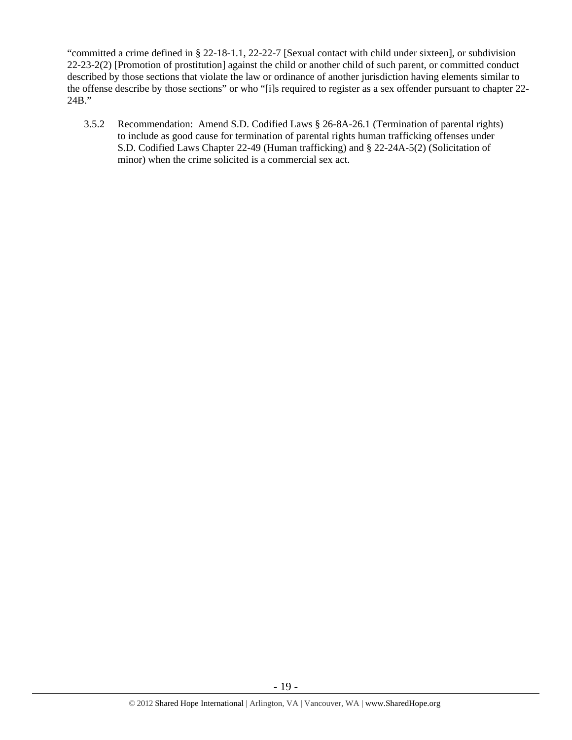"committed a crime defined in § 22-18-1.1, 22-22-7 [Sexual contact with child under sixteen], or subdivision 22-23-2(2) [Promotion of prostitution] against the child or another child of such parent, or committed conduct described by those sections that violate the law or ordinance of another jurisdiction having elements similar to the offense describe by those sections" or who "[i]s required to register as a sex offender pursuant to chapter 22-24B."

3.5.2 Recommendation: Amend S.D. Codified Laws § 26-8A-26.1 (Termination of parental rights) to include as good cause for termination of parental rights human trafficking offenses under S.D. Codified Laws Chapter 22-49 (Human trafficking) and § 22-24A-5(2) (Solicitation of minor) when the crime solicited is a commercial sex act.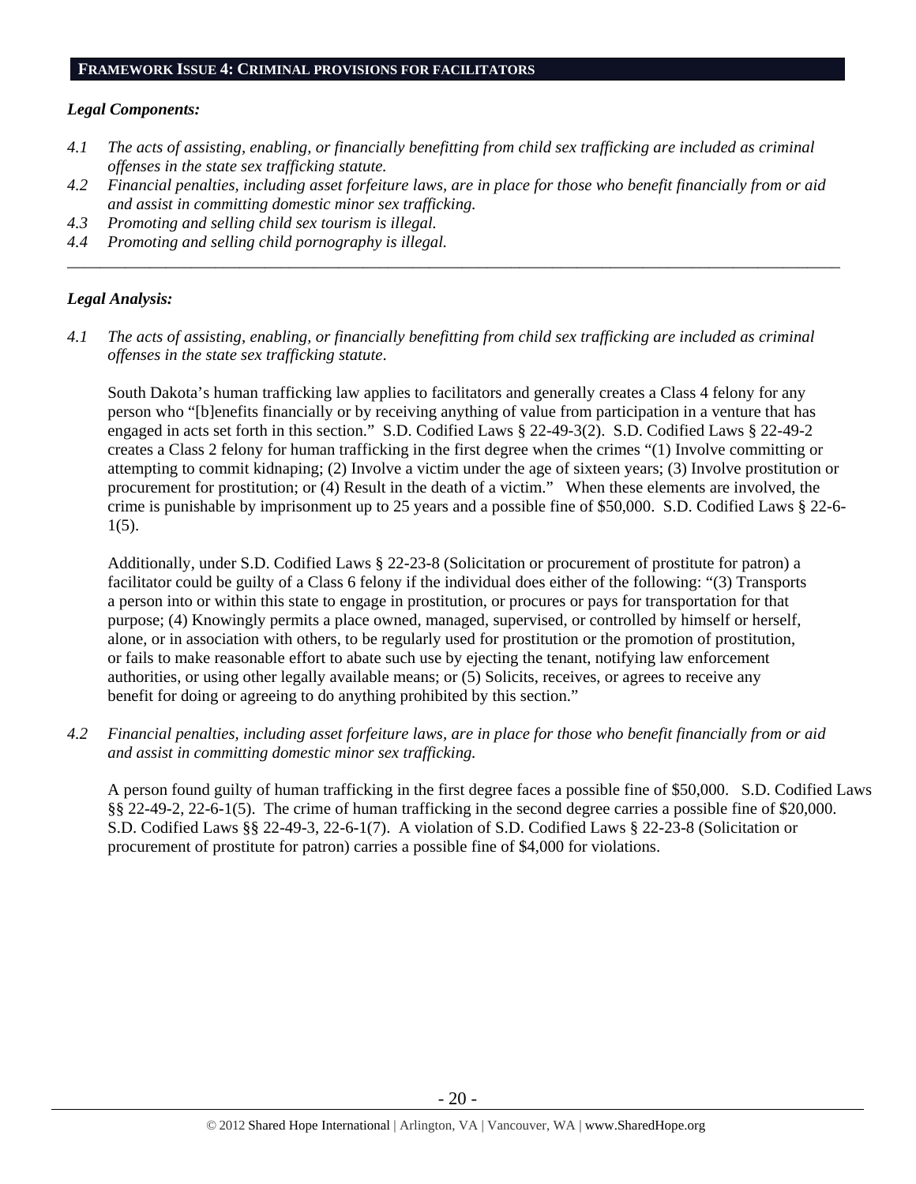## FRAMEWORK ISSUE 4: CRIMINAL PROVISIONS FOR FACILITATORS

***Legal Components:***

*4.1 The acts of assisting, enabling, or financially benefitting from child sex trafficking are included as criminal offenses in the state sex trafficking statute.*

*4.2 Financial penalties, including asset forfeiture laws, are in place for those who benefit financially from or aid and assist in committing domestic minor sex trafficking.*

*4.3 Promoting and selling child sex tourism is illegal.*

*4.4 Promoting and selling child pornography is illegal.*

---

***Legal Analysis:***

*4.1 The acts of assisting, enabling, or financially benefitting from child sex trafficking are included as criminal offenses in the state sex trafficking statute.*

South Dakota's human trafficking law applies to facilitators and generally creates a Class 4 felony for any person who "[b]enefits financially or by receiving anything of value from participation in a venture that has engaged in acts set forth in this section." S.D. Codified Laws § 22-49-3(2). S.D. Codified Laws § 22-49-2 creates a Class 2 felony for human trafficking in the first degree when the crimes "(1) Involve committing or attempting to commit kidnaping; (2) Involve a victim under the age of sixteen years; (3) Involve prostitution or procurement for prostitution; or (4) Result in the death of a victim." When these elements are involved, the crime is punishable by imprisonment up to 25 years and a possible fine of $50,000. S.D. Codified Laws § 22-6-1(5).

Additionally, under S.D. Codified Laws § 22-23-8 (Solicitation or procurement of prostitute for patron) a facilitator could be guilty of a Class 6 felony if the individual does either of the following: "(3) Transports a person into or within this state to engage in prostitution, or procures or pays for transportation for that purpose; (4) Knowingly permits a place owned, managed, supervised, or controlled by himself or herself, alone, or in association with others, to be regularly used for prostitution or the promotion of prostitution, or fails to make reasonable effort to abate such use by ejecting the tenant, notifying law enforcement authorities, or using other legally available means; or (5) Solicits, receives, or agrees to receive any benefit for doing or agreeing to do anything prohibited by this section."

*4.2 Financial penalties, including asset forfeiture laws, are in place for those who benefit financially from or aid and assist in committing domestic minor sex trafficking.*

A person found guilty of human trafficking in the first degree faces a possible fine of $50,000. S.D. Codified Laws §§ 22-49-2, 22-6-1(5). The crime of human trafficking in the second degree carries a possible fine of $20,000. S.D. Codified Laws §§ 22-49-3, 22-6-1(7). A violation of S.D. Codified Laws § 22-23-8 (Solicitation or procurement of prostitute for patron) carries a possible fine of $4,000 for violations.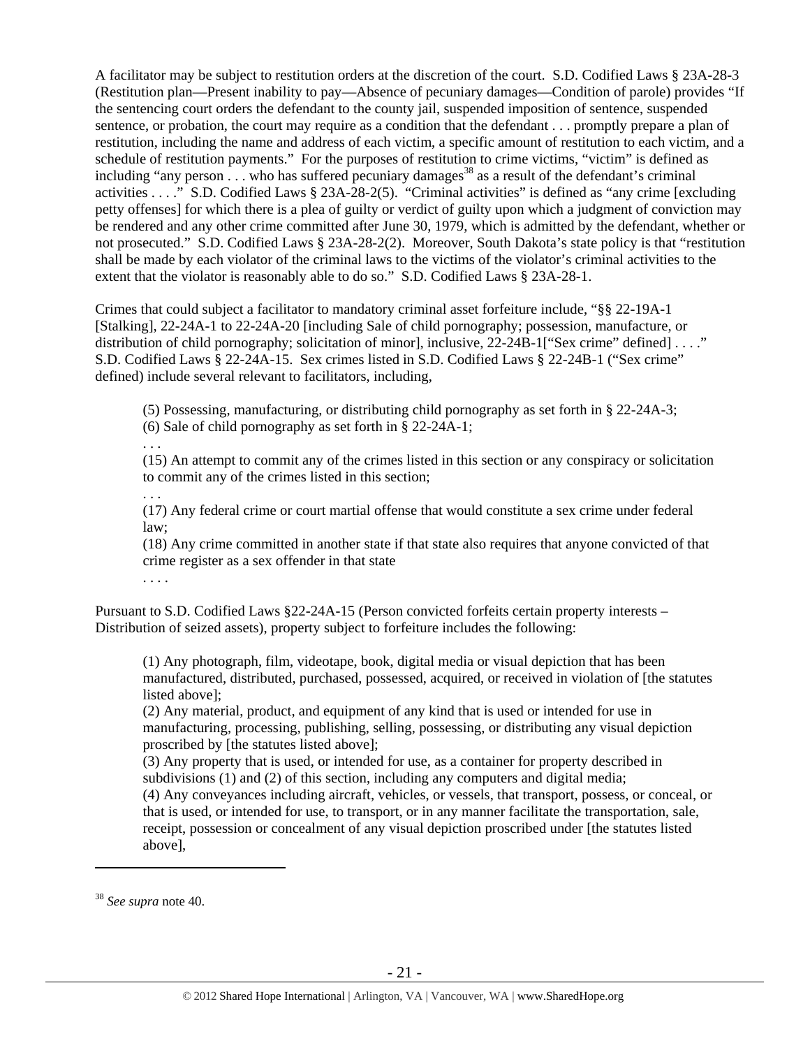A facilitator may be subject to restitution orders at the discretion of the court. S.D. Codified Laws § 23A-28-3 (Restitution plan—Present inability to pay—Absence of pecuniary damages—Condition of parole) provides "If the sentencing court orders the defendant to the county jail, suspended imposition of sentence, suspended sentence, or probation, the court may require as a condition that the defendant . . . promptly prepare a plan of restitution, including the name and address of each victim, a specific amount of restitution to each victim, and a schedule of restitution payments." For the purposes of restitution to crime victims, "victim" is defined as including "any person . . . who has suffered pecuniary damages[38] as a result of the defendant's criminal activities . . . ." S.D. Codified Laws § 23A-28-2(5). "Criminal activities" is defined as "any crime [excluding petty offenses] for which there is a plea of guilty or verdict of guilty upon which a judgment of conviction may be rendered and any other crime committed after June 30, 1979, which is admitted by the defendant, whether or not prosecuted." S.D. Codified Laws § 23A-28-2(2). Moreover, South Dakota's state policy is that "restitution shall be made by each violator of the criminal laws to the victims of the violator's criminal activities to the extent that the violator is reasonably able to do so." S.D. Codified Laws § 23A-28-1.

Crimes that could subject a facilitator to mandatory criminal asset forfeiture include, "§§ 22-19A-1 [Stalking], 22-24A-1 to 22-24A-20 [including Sale of child pornography; possession, manufacture, or distribution of child pornography; solicitation of minor], inclusive, 22-24B-1["Sex crime" defined] . . . ." S.D. Codified Laws § 22-24A-15. Sex crimes listed in S.D. Codified Laws § 22-24B-1 ("Sex crime" defined) include several relevant to facilitators, including,

> (5) Possessing, manufacturing, or distributing child pornography as set forth in § 22-24A-3;
> (6) Sale of child pornography as set forth in § 22-24A-1;
> . . .
> (15) An attempt to commit any of the crimes listed in this section or any conspiracy or solicitation to commit any of the crimes listed in this section;
> . . .
> (17) Any federal crime or court martial offense that would constitute a sex crime under federal law;
> (18) Any crime committed in another state if that state also requires that anyone convicted of that crime register as a sex offender in that state
> . . . .

Pursuant to S.D. Codified Laws §22-24A-15 (Person convicted forfeits certain property interests – Distribution of seized assets), property subject to forfeiture includes the following:

> (1) Any photograph, film, videotape, book, digital media or visual depiction that has been manufactured, distributed, purchased, possessed, acquired, or received in violation of [the statutes listed above];
> (2) Any material, product, and equipment of any kind that is used or intended for use in manufacturing, processing, publishing, selling, possessing, or distributing any visual depiction proscribed by [the statutes listed above];
> (3) Any property that is used, or intended for use, as a container for property described in subdivisions (1) and (2) of this section, including any computers and digital media;
> (4) Any conveyances including aircraft, vehicles, or vessels, that transport, possess, or conceal, or that is used, or intended for use, to transport, or in any manner facilitate the transportation, sale, receipt, possession or concealment of any visual depiction proscribed under [the statutes listed above],

[38] *See supra* note 40.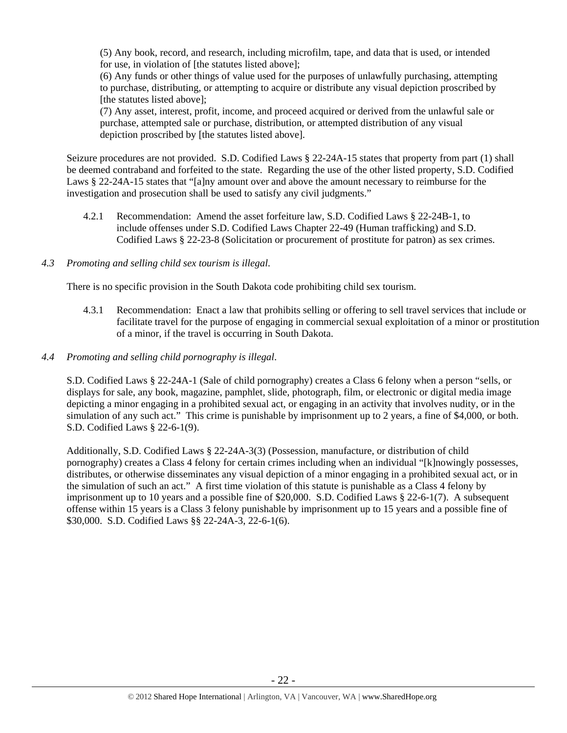(5) Any book, record, and research, including microfilm, tape, and data that is used, or intended for use, in violation of [the statutes listed above];
(6) Any funds or other things of value used for the purposes of unlawfully purchasing, attempting to purchase, distributing, or attempting to acquire or distribute any visual depiction proscribed by [the statutes listed above];
(7) Any asset, interest, profit, income, and proceed acquired or derived from the unlawful sale or purchase, attempted sale or purchase, distribution, or attempted distribution of any visual depiction proscribed by [the statutes listed above].

Seizure procedures are not provided. S.D. Codified Laws § 22-24A-15 states that property from part (1) shall be deemed contraband and forfeited to the state. Regarding the use of the other listed property, S.D. Codified Laws § 22-24A-15 states that "[a]ny amount over and above the amount necessary to reimburse for the investigation and prosecution shall be used to satisfy any civil judgments."

4.2.1 Recommendation: Amend the asset forfeiture law, S.D. Codified Laws § 22-24B-1, to include offenses under S.D. Codified Laws Chapter 22-49 (Human trafficking) and S.D. Codified Laws § 22-23-8 (Solicitation or procurement of prostitute for patron) as sex crimes.

*4.3 Promoting and selling child sex tourism is illegal.*

There is no specific provision in the South Dakota code prohibiting child sex tourism.

4.3.1 Recommendation: Enact a law that prohibits selling or offering to sell travel services that include or facilitate travel for the purpose of engaging in commercial sexual exploitation of a minor or prostitution of a minor, if the travel is occurring in South Dakota.

*4.4 Promoting and selling child pornography is illegal.*

S.D. Codified Laws § 22-24A-1 (Sale of child pornography) creates a Class 6 felony when a person "sells, or displays for sale, any book, magazine, pamphlet, slide, photograph, film, or electronic or digital media image depicting a minor engaging in a prohibited sexual act, or engaging in an activity that involves nudity, or in the simulation of any such act." This crime is punishable by imprisonment up to 2 years, a fine of $4,000, or both. S.D. Codified Laws § 22-6-1(9).

Additionally, S.D. Codified Laws § 22-24A-3(3) (Possession, manufacture, or distribution of child pornography) creates a Class 4 felony for certain crimes including when an individual "[k]nowingly possesses, distributes, or otherwise disseminates any visual depiction of a minor engaging in a prohibited sexual act, or in the simulation of such an act." A first time violation of this statute is punishable as a Class 4 felony by imprisonment up to 10 years and a possible fine of $20,000. S.D. Codified Laws § 22-6-1(7). A subsequent offense within 15 years is a Class 3 felony punishable by imprisonment up to 15 years and a possible fine of $30,000. S.D. Codified Laws §§ 22-24A-3, 22-6-1(6).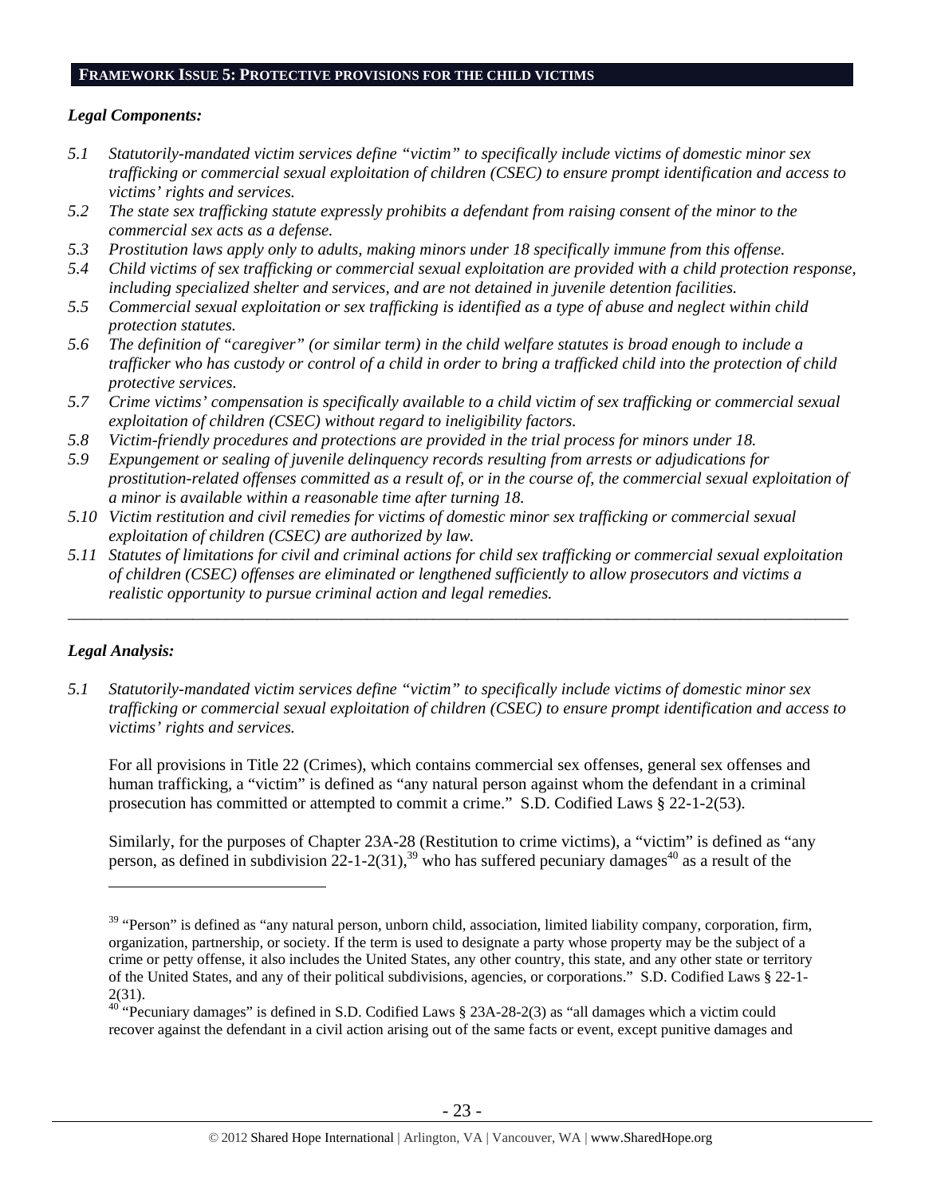## FRAMEWORK ISSUE 5: PROTECTIVE PROVISIONS FOR THE CHILD VICTIMS

***Legal Components:***

- *5.1 Statutorily-mandated victim services define "victim" to specifically include victims of domestic minor sex trafficking or commercial sexual exploitation of children (CSEC) to ensure prompt identification and access to victims' rights and services.*
- *5.2 The state sex trafficking statute expressly prohibits a defendant from raising consent of the minor to the commercial sex acts as a defense.*
- *5.3 Prostitution laws apply only to adults, making minors under 18 specifically immune from this offense.*
- *5.4 Child victims of sex trafficking or commercial sexual exploitation are provided with a child protection response, including specialized shelter and services, and are not detained in juvenile detention facilities.*
- *5.5 Commercial sexual exploitation or sex trafficking is identified as a type of abuse and neglect within child protection statutes.*
- *5.6 The definition of "caregiver" (or similar term) in the child welfare statutes is broad enough to include a trafficker who has custody or control of a child in order to bring a trafficked child into the protection of child protective services.*
- *5.7 Crime victims' compensation is specifically available to a child victim of sex trafficking or commercial sexual exploitation of children (CSEC) without regard to ineligibility factors.*
- *5.8 Victim-friendly procedures and protections are provided in the trial process for minors under 18.*
- *5.9 Expungement or sealing of juvenile delinquency records resulting from arrests or adjudications for prostitution-related offenses committed as a result of, or in the course of, the commercial sexual exploitation of a minor is available within a reasonable time after turning 18.*
- *5.10 Victim restitution and civil remedies for victims of domestic minor sex trafficking or commercial sexual exploitation of children (CSEC) are authorized by law.*
- *5.11 Statutes of limitations for civil and criminal actions for child sex trafficking or commercial sexual exploitation of children (CSEC) offenses are eliminated or lengthened sufficiently to allow prosecutors and victims a realistic opportunity to pursue criminal action and legal remedies.*

---

***Legal Analysis:***

*5.1 Statutorily-mandated victim services define "victim" to specifically include victims of domestic minor sex trafficking or commercial sexual exploitation of children (CSEC) to ensure prompt identification and access to victims' rights and services.*

For all provisions in Title 22 (Crimes), which contains commercial sex offenses, general sex offenses and human trafficking, a "victim" is defined as "any natural person against whom the defendant in a criminal prosecution has committed or attempted to commit a crime." S.D. Codified Laws § 22-1-2(53).

Similarly, for the purposes of Chapter 23A-28 (Restitution to crime victims), a "victim" is defined as "any person, as defined in subdivision 22-1-2(31),[39] who has suffered pecuniary damages[40] as a result of the

---

[39] "Person" is defined as "any natural person, unborn child, association, limited liability company, corporation, firm, organization, partnership, or society. If the term is used to designate a party whose property may be the subject of a crime or petty offense, it also includes the United States, any other country, this state, and any other state or territory of the United States, and any of their political subdivisions, agencies, or corporations." S.D. Codified Laws § 22-1-2(31).

[40] "Pecuniary damages" is defined in S.D. Codified Laws § 23A-28-2(3) as "all damages which a victim could recover against the defendant in a civil action arising out of the same facts or event, except punitive damages and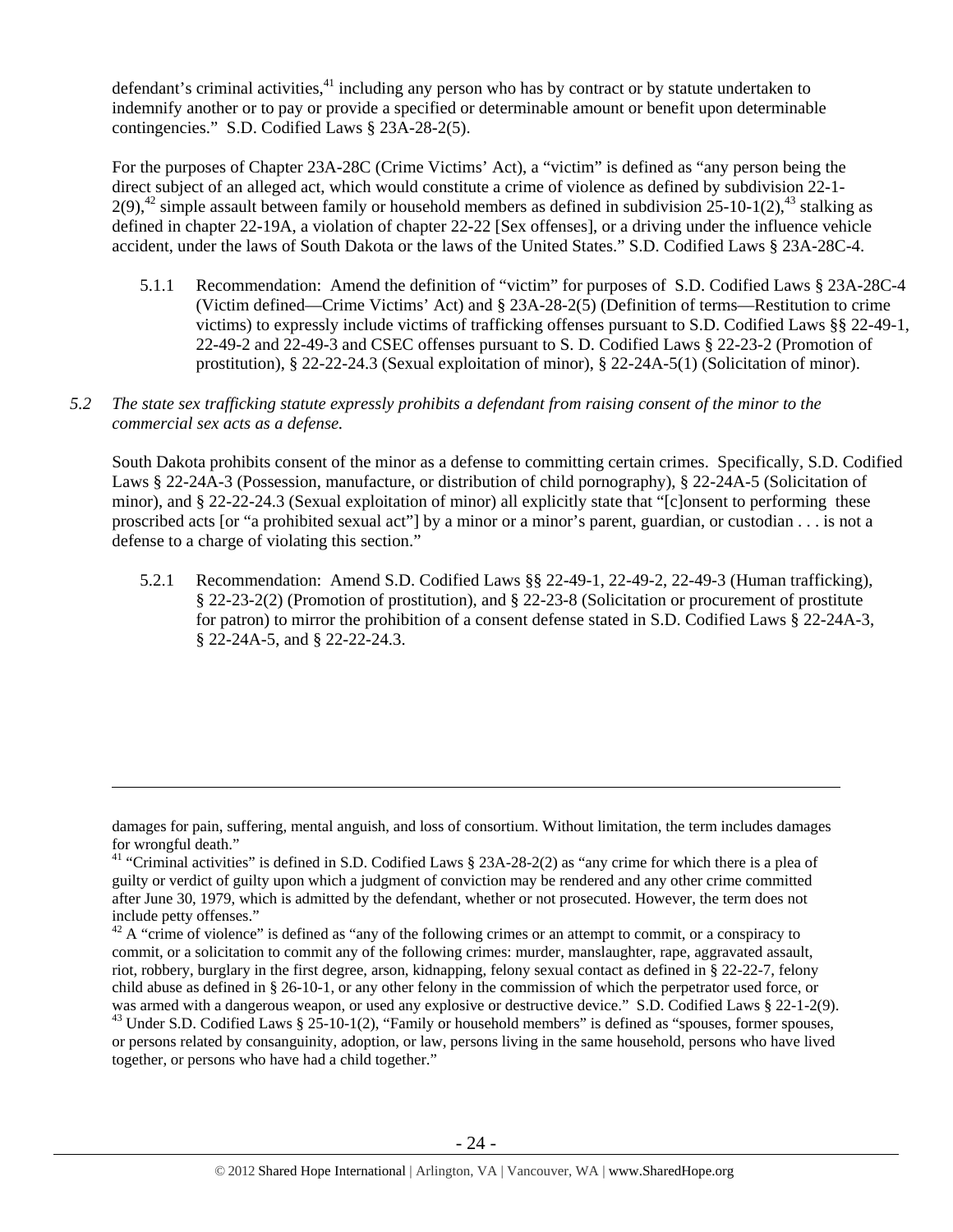defendant's criminal activities,[41] including any person who has by contract or by statute undertaken to indemnify another or to pay or provide a specified or determinable amount or benefit upon determinable contingencies." S.D. Codified Laws § 23A-28-2(5).

For the purposes of Chapter 23A-28C (Crime Victims' Act), a "victim" is defined as "any person being the direct subject of an alleged act, which would constitute a crime of violence as defined by subdivision 22-1-2(9),[42] simple assault between family or household members as defined in subdivision 25-10-1(2),[43] stalking as defined in chapter 22-19A, a violation of chapter 22-22 [Sex offenses], or a driving under the influence vehicle accident, under the laws of South Dakota or the laws of the United States." S.D. Codified Laws § 23A-28C-4.

5.1.1 Recommendation: Amend the definition of "victim" for purposes of S.D. Codified Laws § 23A-28C-4 (Victim defined—Crime Victims' Act) and § 23A-28-2(5) (Definition of terms—Restitution to crime victims) to expressly include victims of trafficking offenses pursuant to S.D. Codified Laws §§ 22-49-1, 22-49-2 and 22-49-3 and CSEC offenses pursuant to S. D. Codified Laws § 22-23-2 (Promotion of prostitution), § 22-22-24.3 (Sexual exploitation of minor), § 22-24A-5(1) (Solicitation of minor).

*5.2 The state sex trafficking statute expressly prohibits a defendant from raising consent of the minor to the commercial sex acts as a defense.*

South Dakota prohibits consent of the minor as a defense to committing certain crimes. Specifically, S.D. Codified Laws § 22-24A-3 (Possession, manufacture, or distribution of child pornography), § 22-24A-5 (Solicitation of minor), and § 22-22-24.3 (Sexual exploitation of minor) all explicitly state that "[c]onsent to performing these proscribed acts [or "a prohibited sexual act"] by a minor or a minor's parent, guardian, or custodian . . . is not a defense to a charge of violating this section."

5.2.1 Recommendation: Amend S.D. Codified Laws §§ 22-49-1, 22-49-2, 22-49-3 (Human trafficking), § 22-23-2(2) (Promotion of prostitution), and § 22-23-8 (Solicitation or procurement of prostitute for patron) to mirror the prohibition of a consent defense stated in S.D. Codified Laws § 22-24A-3, § 22-24A-5, and § 22-22-24.3.

---

damages for pain, suffering, mental anguish, and loss of consortium. Without limitation, the term includes damages for wrongful death."

[41] "Criminal activities" is defined in S.D. Codified Laws § 23A-28-2(2) as "any crime for which there is a plea of guilty or verdict of guilty upon which a judgment of conviction may be rendered and any other crime committed after June 30, 1979, which is admitted by the defendant, whether or not prosecuted. However, the term does not include petty offenses."

[42] A "crime of violence" is defined as "any of the following crimes or an attempt to commit, or a conspiracy to commit, or a solicitation to commit any of the following crimes: murder, manslaughter, rape, aggravated assault, riot, robbery, burglary in the first degree, arson, kidnapping, felony sexual contact as defined in § 22-22-7, felony child abuse as defined in § 26-10-1, or any other felony in the commission of which the perpetrator used force, or was armed with a dangerous weapon, or used any explosive or destructive device." S.D. Codified Laws § 22-1-2(9).

[43] Under S.D. Codified Laws § 25-10-1(2), "Family or household members" is defined as "spouses, former spouses, or persons related by consanguinity, adoption, or law, persons living in the same household, persons who have lived together, or persons who have had a child together."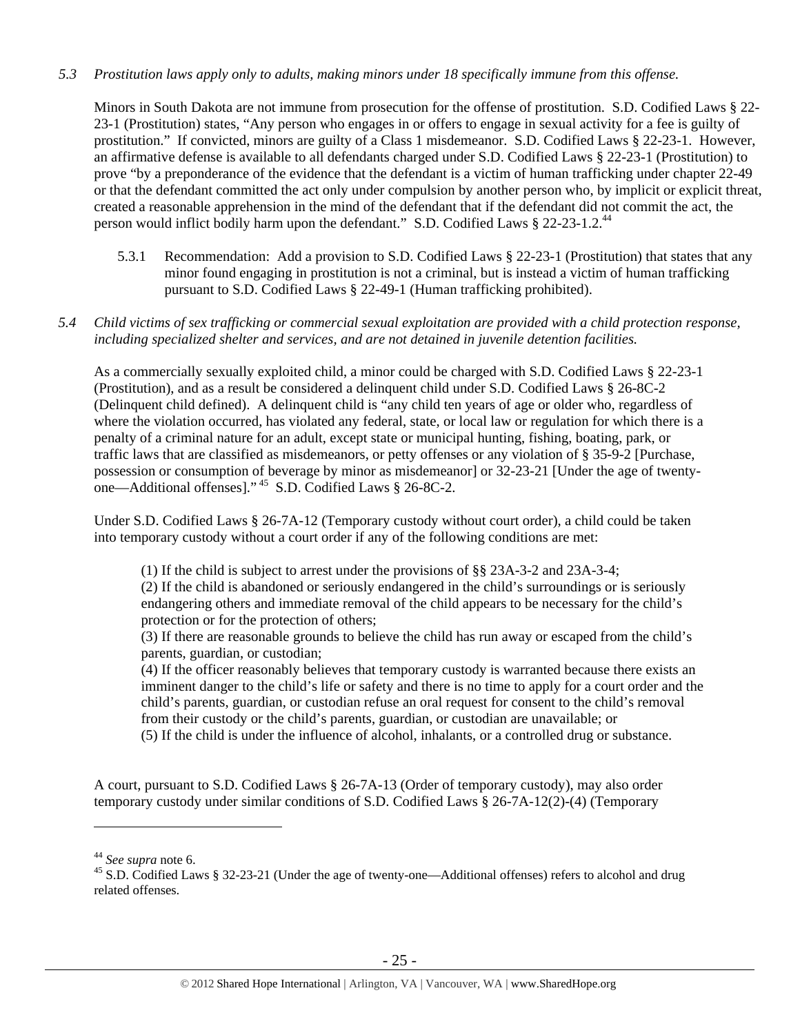*5.3 Prostitution laws apply only to adults, making minors under 18 specifically immune from this offense.*

Minors in South Dakota are not immune from prosecution for the offense of prostitution. S.D. Codified Laws § 22-23-1 (Prostitution) states, "Any person who engages in or offers to engage in sexual activity for a fee is guilty of prostitution." If convicted, minors are guilty of a Class 1 misdemeanor. S.D. Codified Laws § 22-23-1. However, an affirmative defense is available to all defendants charged under S.D. Codified Laws § 22-23-1 (Prostitution) to prove "by a preponderance of the evidence that the defendant is a victim of human trafficking under chapter 22-49 or that the defendant committed the act only under compulsion by another person who, by implicit or explicit threat, created a reasonable apprehension in the mind of the defendant that if the defendant did not commit the act, the person would inflict bodily harm upon the defendant." S.D. Codified Laws § 22-23-1.2.[44]

5.3.1 Recommendation: Add a provision to S.D. Codified Laws § 22-23-1 (Prostitution) that states that any minor found engaging in prostitution is not a criminal, but is instead a victim of human trafficking pursuant to S.D. Codified Laws § 22-49-1 (Human trafficking prohibited).

*5.4 Child victims of sex trafficking or commercial sexual exploitation are provided with a child protection response, including specialized shelter and services, and are not detained in juvenile detention facilities.*

As a commercially sexually exploited child, a minor could be charged with S.D. Codified Laws § 22-23-1 (Prostitution), and as a result be considered a delinquent child under S.D. Codified Laws § 26-8C-2 (Delinquent child defined). A delinquent child is "any child ten years of age or older who, regardless of where the violation occurred, has violated any federal, state, or local law or regulation for which there is a penalty of a criminal nature for an adult, except state or municipal hunting, fishing, boating, park, or traffic laws that are classified as misdemeanors, or petty offenses or any violation of § 35-9-2 [Purchase, possession or consumption of beverage by minor as misdemeanor] or 32-23-21 [Under the age of twenty-one—Additional offenses]."[45] S.D. Codified Laws § 26-8C-2.

Under S.D. Codified Laws § 26-7A-12 (Temporary custody without court order), a child could be taken into temporary custody without a court order if any of the following conditions are met:

> (1) If the child is subject to arrest under the provisions of §§ 23A-3-2 and 23A-3-4;
> (2) If the child is abandoned or seriously endangered in the child's surroundings or is seriously endangering others and immediate removal of the child appears to be necessary for the child's protection or for the protection of others;
> (3) If there are reasonable grounds to believe the child has run away or escaped from the child's parents, guardian, or custodian;
> (4) If the officer reasonably believes that temporary custody is warranted because there exists an imminent danger to the child's life or safety and there is no time to apply for a court order and the child's parents, guardian, or custodian refuse an oral request for consent to the child's removal from their custody or the child's parents, guardian, or custodian are unavailable; or
> (5) If the child is under the influence of alcohol, inhalants, or a controlled drug or substance.

A court, pursuant to S.D. Codified Laws § 26-7A-13 (Order of temporary custody), may also order temporary custody under similar conditions of S.D. Codified Laws § 26-7A-12(2)-(4) (Temporary

---

[44] *See supra* note 6.

[45] S.D. Codified Laws § 32-23-21 (Under the age of twenty-one—Additional offenses) refers to alcohol and drug related offenses.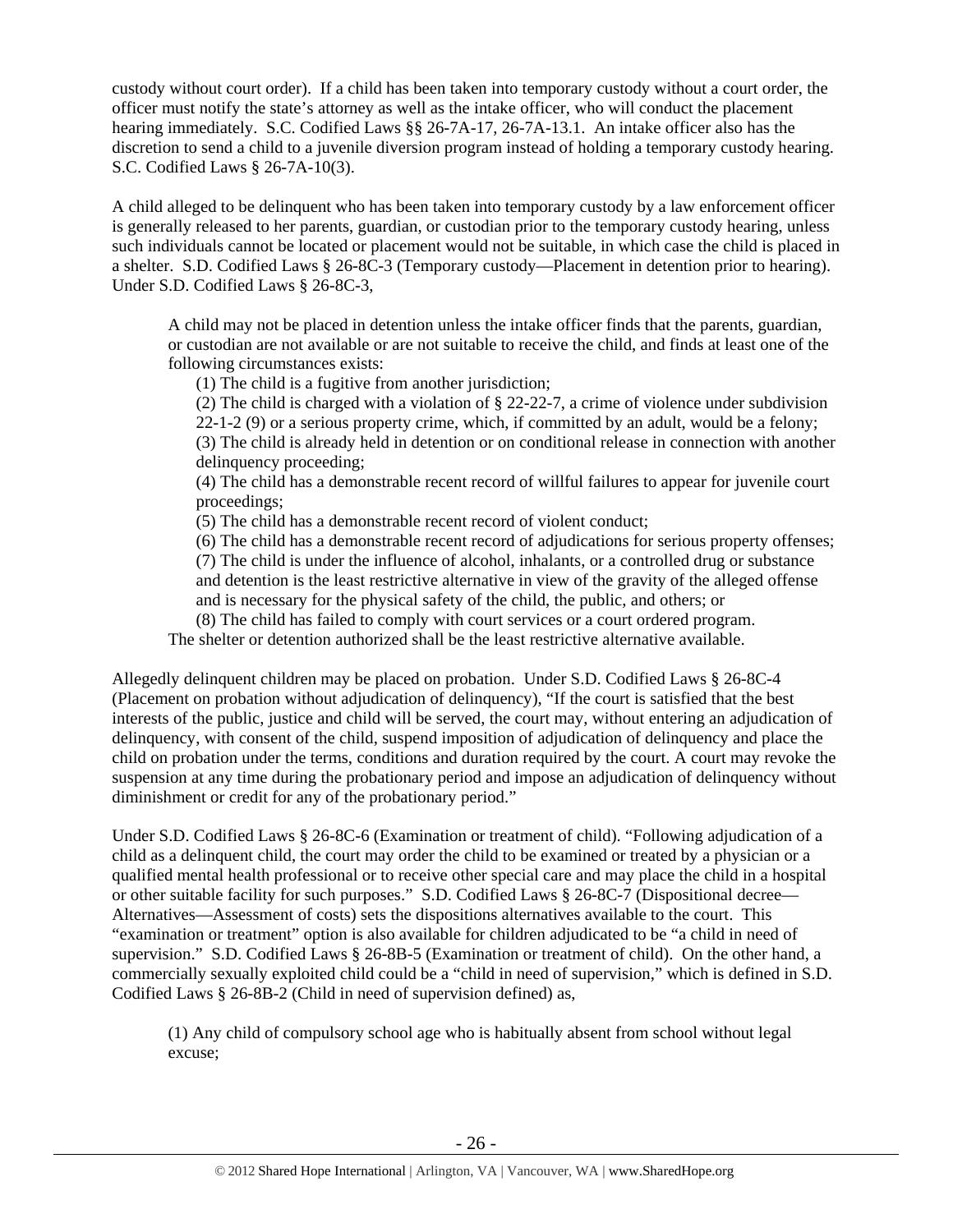custody without court order). If a child has been taken into temporary custody without a court order, the officer must notify the state's attorney as well as the intake officer, who will conduct the placement hearing immediately. S.C. Codified Laws §§ 26-7A-17, 26-7A-13.1. An intake officer also has the discretion to send a child to a juvenile diversion program instead of holding a temporary custody hearing. S.C. Codified Laws § 26-7A-10(3).

A child alleged to be delinquent who has been taken into temporary custody by a law enforcement officer is generally released to her parents, guardian, or custodian prior to the temporary custody hearing, unless such individuals cannot be located or placement would not be suitable, in which case the child is placed in a shelter. S.D. Codified Laws § 26-8C-3 (Temporary custody—Placement in detention prior to hearing). Under S.D. Codified Laws § 26-8C-3,

> A child may not be placed in detention unless the intake officer finds that the parents, guardian, or custodian are not available or are not suitable to receive the child, and finds at least one of the following circumstances exists:
>
> (1) The child is a fugitive from another jurisdiction;
>
> (2) The child is charged with a violation of § 22-22-7, a crime of violence under subdivision 22-1-2 (9) or a serious property crime, which, if committed by an adult, would be a felony;
>
> (3) The child is already held in detention or on conditional release in connection with another delinquency proceeding;
>
> (4) The child has a demonstrable recent record of willful failures to appear for juvenile court proceedings;
>
> (5) The child has a demonstrable recent record of violent conduct;
>
> (6) The child has a demonstrable recent record of adjudications for serious property offenses;
>
> (7) The child is under the influence of alcohol, inhalants, or a controlled drug or substance and detention is the least restrictive alternative in view of the gravity of the alleged offense and is necessary for the physical safety of the child, the public, and others; or
>
> (8) The child has failed to comply with court services or a court ordered program.
>
> The shelter or detention authorized shall be the least restrictive alternative available.

Allegedly delinquent children may be placed on probation. Under S.D. Codified Laws § 26-8C-4 (Placement on probation without adjudication of delinquency), "If the court is satisfied that the best interests of the public, justice and child will be served, the court may, without entering an adjudication of delinquency, with consent of the child, suspend imposition of adjudication of delinquency and place the child on probation under the terms, conditions and duration required by the court. A court may revoke the suspension at any time during the probationary period and impose an adjudication of delinquency without diminishment or credit for any of the probationary period."

Under S.D. Codified Laws § 26-8C-6 (Examination or treatment of child). "Following adjudication of a child as a delinquent child, the court may order the child to be examined or treated by a physician or a qualified mental health professional or to receive other special care and may place the child in a hospital or other suitable facility for such purposes." S.D. Codified Laws § 26-8C-7 (Dispositional decree—Alternatives—Assessment of costs) sets the dispositions alternatives available to the court. This "examination or treatment" option is also available for children adjudicated to be "a child in need of supervision." S.D. Codified Laws § 26-8B-5 (Examination or treatment of child). On the other hand, a commercially sexually exploited child could be a "child in need of supervision," which is defined in S.D. Codified Laws § 26-8B-2 (Child in need of supervision defined) as,

> (1) Any child of compulsory school age who is habitually absent from school without legal excuse;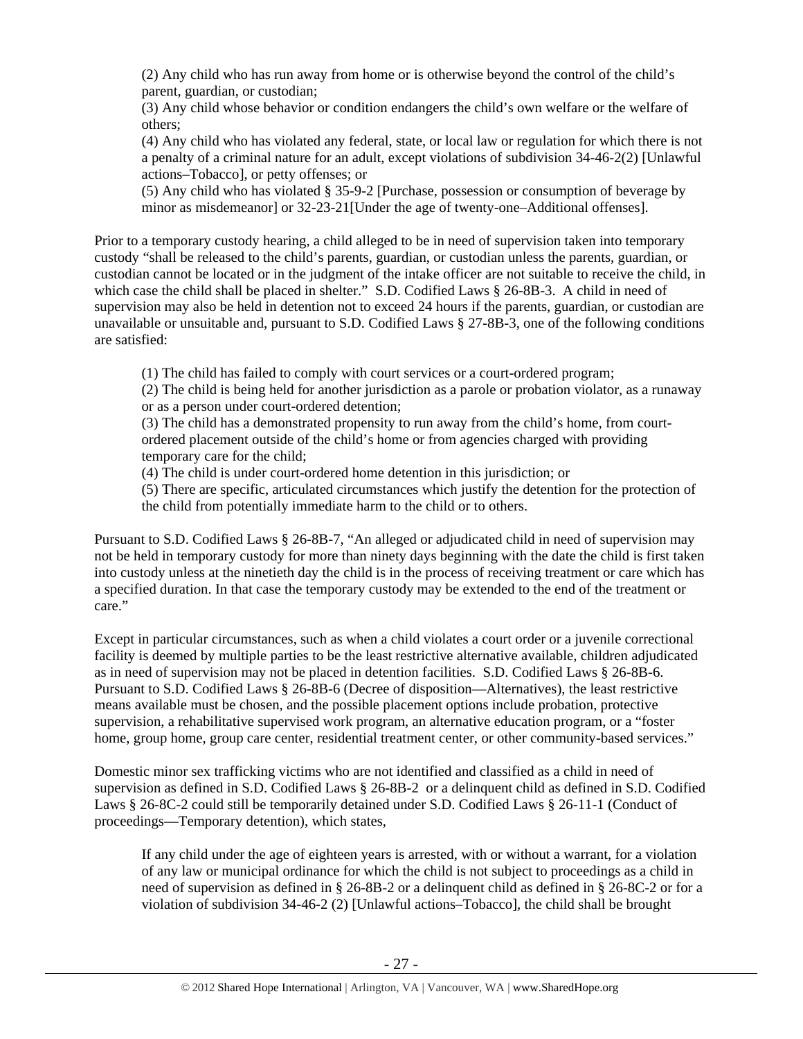> (2) Any child who has run away from home or is otherwise beyond the control of the child's parent, guardian, or custodian;
> (3) Any child whose behavior or condition endangers the child's own welfare or the welfare of others;
> (4) Any child who has violated any federal, state, or local law or regulation for which there is not a penalty of a criminal nature for an adult, except violations of subdivision 34-46-2(2) [Unlawful actions–Tobacco], or petty offenses; or
> (5) Any child who has violated § 35-9-2 [Purchase, possession or consumption of beverage by minor as misdemeanor] or 32-23-21[Under the age of twenty-one–Additional offenses].

Prior to a temporary custody hearing, a child alleged to be in need of supervision taken into temporary custody "shall be released to the child's parents, guardian, or custodian unless the parents, guardian, or custodian cannot be located or in the judgment of the intake officer are not suitable to receive the child, in which case the child shall be placed in shelter." S.D. Codified Laws § 26-8B-3. A child in need of supervision may also be held in detention not to exceed 24 hours if the parents, guardian, or custodian are unavailable or unsuitable and, pursuant to S.D. Codified Laws § 27-8B-3, one of the following conditions are satisfied:

> (1) The child has failed to comply with court services or a court-ordered program;
> (2) The child is being held for another jurisdiction as a parole or probation violator, as a runaway or as a person under court-ordered detention;
> (3) The child has a demonstrated propensity to run away from the child's home, from court-ordered placement outside of the child's home or from agencies charged with providing temporary care for the child;
> (4) The child is under court-ordered home detention in this jurisdiction; or
> (5) There are specific, articulated circumstances which justify the detention for the protection of the child from potentially immediate harm to the child or to others.

Pursuant to S.D. Codified Laws § 26-8B-7, "An alleged or adjudicated child in need of supervision may not be held in temporary custody for more than ninety days beginning with the date the child is first taken into custody unless at the ninetieth day the child is in the process of receiving treatment or care which has a specified duration. In that case the temporary custody may be extended to the end of the treatment or care."

Except in particular circumstances, such as when a child violates a court order or a juvenile correctional facility is deemed by multiple parties to be the least restrictive alternative available, children adjudicated as in need of supervision may not be placed in detention facilities. S.D. Codified Laws § 26-8B-6. Pursuant to S.D. Codified Laws § 26-8B-6 (Decree of disposition—Alternatives), the least restrictive means available must be chosen, and the possible placement options include probation, protective supervision, a rehabilitative supervised work program, an alternative education program, or a "foster home, group home, group care center, residential treatment center, or other community-based services."

Domestic minor sex trafficking victims who are not identified and classified as a child in need of supervision as defined in S.D. Codified Laws § 26-8B-2 or a delinquent child as defined in S.D. Codified Laws § 26-8C-2 could still be temporarily detained under S.D. Codified Laws § 26-11-1 (Conduct of proceedings—Temporary detention), which states,

> If any child under the age of eighteen years is arrested, with or without a warrant, for a violation of any law or municipal ordinance for which the child is not subject to proceedings as a child in need of supervision as defined in § 26-8B-2 or a delinquent child as defined in § 26-8C-2 or for a violation of subdivision 34-46-2 (2) [Unlawful actions–Tobacco], the child shall be brought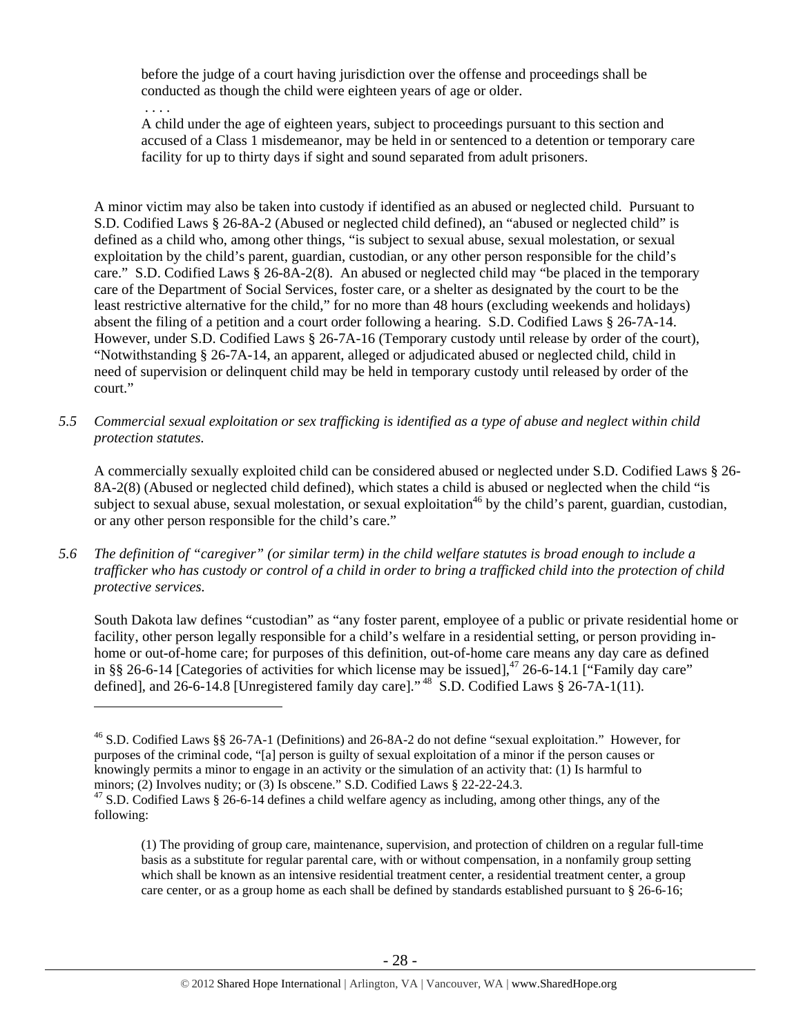> before the judge of a court having jurisdiction over the offense and proceedings shall be conducted as though the child were eighteen years of age or older.
>
> . . . .
>
> A child under the age of eighteen years, subject to proceedings pursuant to this section and accused of a Class 1 misdemeanor, may be held in or sentenced to a detention or temporary care facility for up to thirty days if sight and sound separated from adult prisoners.

A minor victim may also be taken into custody if identified as an abused or neglected child. Pursuant to S.D. Codified Laws § 26-8A-2 (Abused or neglected child defined), an "abused or neglected child" is defined as a child who, among other things, "is subject to sexual abuse, sexual molestation, or sexual exploitation by the child's parent, guardian, custodian, or any other person responsible for the child's care." S.D. Codified Laws § 26-8A-2(8). An abused or neglected child may "be placed in the temporary care of the Department of Social Services, foster care, or a shelter as designated by the court to be the least restrictive alternative for the child," for no more than 48 hours (excluding weekends and holidays) absent the filing of a petition and a court order following a hearing. S.D. Codified Laws § 26-7A-14. However, under S.D. Codified Laws § 26-7A-16 (Temporary custody until release by order of the court), "Notwithstanding § 26-7A-14, an apparent, alleged or adjudicated abused or neglected child, child in need of supervision or delinquent child may be held in temporary custody until released by order of the court."

*5.5 Commercial sexual exploitation or sex trafficking is identified as a type of abuse and neglect within child protection statutes.*

A commercially sexually exploited child can be considered abused or neglected under S.D. Codified Laws § 26-8A-2(8) (Abused or neglected child defined), which states a child is abused or neglected when the child "is subject to sexual abuse, sexual molestation, or sexual exploitation[46] by the child's parent, guardian, custodian, or any other person responsible for the child's care."

*5.6 The definition of "caregiver" (or similar term) in the child welfare statutes is broad enough to include a trafficker who has custody or control of a child in order to bring a trafficked child into the protection of child protective services.*

South Dakota law defines "custodian" as "any foster parent, employee of a public or private residential home or facility, other person legally responsible for a child's welfare in a residential setting, or person providing in-home or out-of-home care; for purposes of this definition, out-of-home care means any day care as defined in §§ 26-6-14 [Categories of activities for which license may be issued],[47] 26-6-14.1 ["Family day care" defined], and 26-6-14.8 [Unregistered family day care]."[48] S.D. Codified Laws § 26-7A-1(11).

---

[46] S.D. Codified Laws §§ 26-7A-1 (Definitions) and 26-8A-2 do not define "sexual exploitation." However, for purposes of the criminal code, "[a] person is guilty of sexual exploitation of a minor if the person causes or knowingly permits a minor to engage in an activity or the simulation of an activity that: (1) Is harmful to minors; (2) Involves nudity; or (3) Is obscene." S.D. Codified Laws § 22-22-24.3.

[47] S.D. Codified Laws § 26-6-14 defines a child welfare agency as including, among other things, any of the following:

> (1) The providing of group care, maintenance, supervision, and protection of children on a regular full-time basis as a substitute for regular parental care, with or without compensation, in a nonfamily group setting which shall be known as an intensive residential treatment center, a residential treatment center, a group care center, or as a group home as each shall be defined by standards established pursuant to § 26-6-16;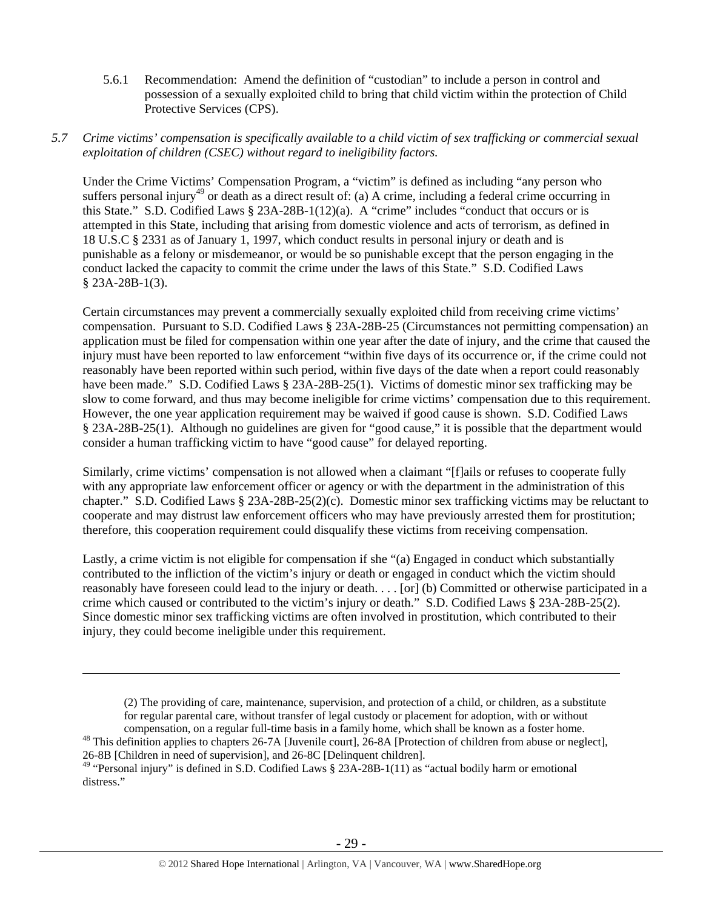5.6.1 Recommendation: Amend the definition of "custodian" to include a person in control and possession of a sexually exploited child to bring that child victim within the protection of Child Protective Services (CPS).

*5.7 Crime victims' compensation is specifically available to a child victim of sex trafficking or commercial sexual exploitation of children (CSEC) without regard to ineligibility factors.*

Under the Crime Victims' Compensation Program, a "victim" is defined as including "any person who suffers personal injury[49] or death as a direct result of: (a) A crime, including a federal crime occurring in this State." S.D. Codified Laws § 23A-28B-1(12)(a). A "crime" includes "conduct that occurs or is attempted in this State, including that arising from domestic violence and acts of terrorism, as defined in 18 U.S.C § 2331 as of January 1, 1997, which conduct results in personal injury or death and is punishable as a felony or misdemeanor, or would be so punishable except that the person engaging in the conduct lacked the capacity to commit the crime under the laws of this State." S.D. Codified Laws § 23A-28B-1(3).

Certain circumstances may prevent a commercially sexually exploited child from receiving crime victims' compensation. Pursuant to S.D. Codified Laws § 23A-28B-25 (Circumstances not permitting compensation) an application must be filed for compensation within one year after the date of injury, and the crime that caused the injury must have been reported to law enforcement "within five days of its occurrence or, if the crime could not reasonably have been reported within such period, within five days of the date when a report could reasonably have been made." S.D. Codified Laws § 23A-28B-25(1). Victims of domestic minor sex trafficking may be slow to come forward, and thus may become ineligible for crime victims' compensation due to this requirement. However, the one year application requirement may be waived if good cause is shown. S.D. Codified Laws § 23A-28B-25(1). Although no guidelines are given for "good cause," it is possible that the department would consider a human trafficking victim to have "good cause" for delayed reporting.

Similarly, crime victims' compensation is not allowed when a claimant "[f]ails or refuses to cooperate fully with any appropriate law enforcement officer or agency or with the department in the administration of this chapter." S.D. Codified Laws § 23A-28B-25(2)(c). Domestic minor sex trafficking victims may be reluctant to cooperate and may distrust law enforcement officers who may have previously arrested them for prostitution; therefore, this cooperation requirement could disqualify these victims from receiving compensation.

Lastly, a crime victim is not eligible for compensation if she "(a) Engaged in conduct which substantially contributed to the infliction of the victim's injury or death or engaged in conduct which the victim should reasonably have foreseen could lead to the injury or death. . . . [or] (b) Committed or otherwise participated in a crime which caused or contributed to the victim's injury or death." S.D. Codified Laws § 23A-28B-25(2). Since domestic minor sex trafficking victims are often involved in prostitution, which contributed to their injury, they could become ineligible under this requirement.

---

(2) The providing of care, maintenance, supervision, and protection of a child, or children, as a substitute for regular parental care, without transfer of legal custody or placement for adoption, with or without compensation, on a regular full-time basis in a family home, which shall be known as a foster home.

[48] This definition applies to chapters 26-7A [Juvenile court], 26-8A [Protection of children from abuse or neglect], 26-8B [Children in need of supervision], and 26-8C [Delinquent children].

[49] "Personal injury" is defined in S.D. Codified Laws § 23A-28B-1(11) as "actual bodily harm or emotional distress."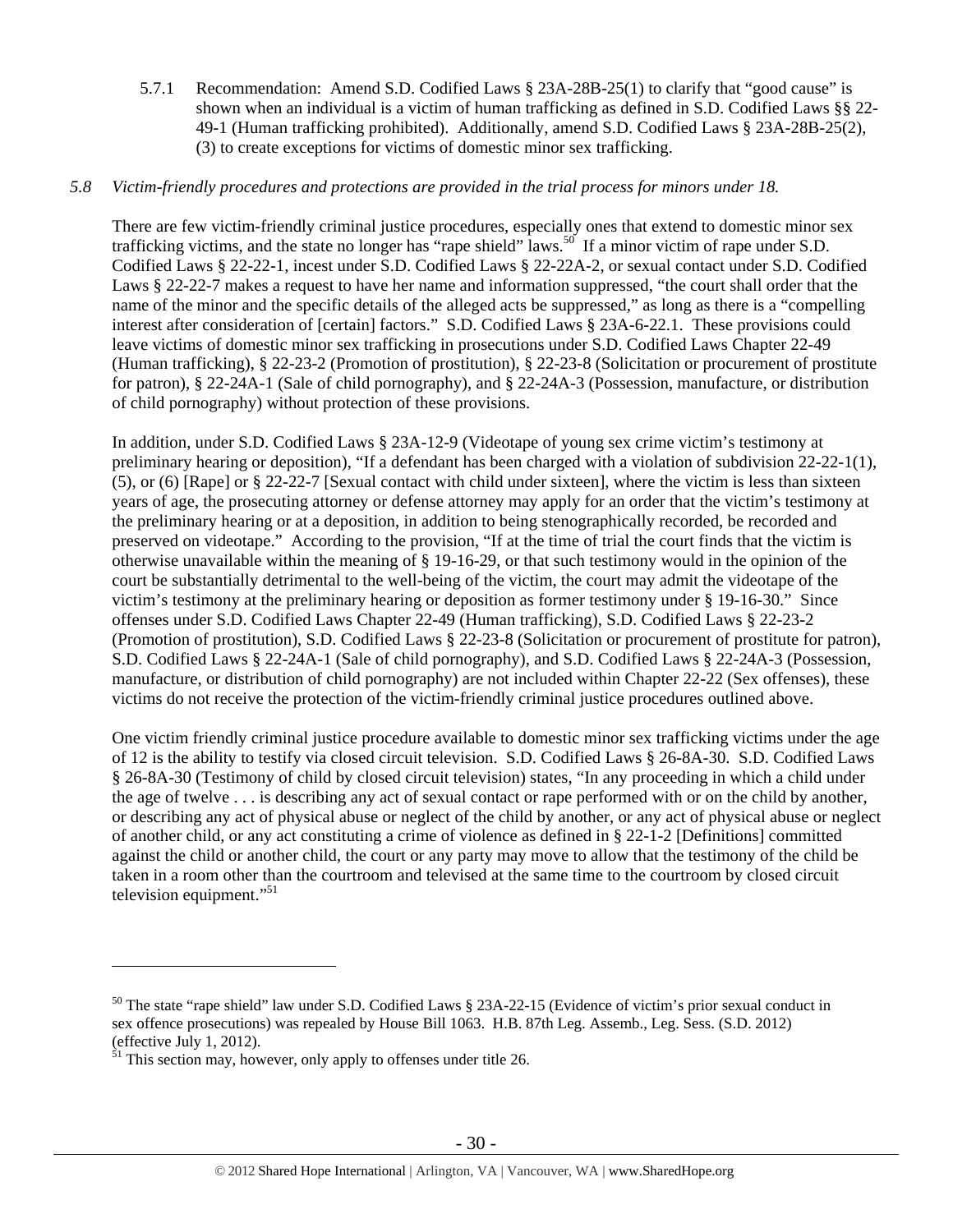5.7.1 Recommendation: Amend S.D. Codified Laws § 23A-28B-25(1) to clarify that "good cause" is shown when an individual is a victim of human trafficking as defined in S.D. Codified Laws §§ 22-49-1 (Human trafficking prohibited). Additionally, amend S.D. Codified Laws § 23A-28B-25(2), (3) to create exceptions for victims of domestic minor sex trafficking.

*5.8 Victim-friendly procedures and protections are provided in the trial process for minors under 18.*

There are few victim-friendly criminal justice procedures, especially ones that extend to domestic minor sex trafficking victims, and the state no longer has "rape shield" laws.[50] If a minor victim of rape under S.D. Codified Laws § 22-22-1, incest under S.D. Codified Laws § 22-22A-2, or sexual contact under S.D. Codified Laws § 22-22-7 makes a request to have her name and information suppressed, "the court shall order that the name of the minor and the specific details of the alleged acts be suppressed," as long as there is a "compelling interest after consideration of [certain] factors." S.D. Codified Laws § 23A-6-22.1. These provisions could leave victims of domestic minor sex trafficking in prosecutions under S.D. Codified Laws Chapter 22-49 (Human trafficking), § 22-23-2 (Promotion of prostitution), § 22-23-8 (Solicitation or procurement of prostitute for patron), § 22-24A-1 (Sale of child pornography), and § 22-24A-3 (Possession, manufacture, or distribution of child pornography) without protection of these provisions.

In addition, under S.D. Codified Laws § 23A-12-9 (Videotape of young sex crime victim's testimony at preliminary hearing or deposition), "If a defendant has been charged with a violation of subdivision 22-22-1(1), (5), or (6) [Rape] or § 22-22-7 [Sexual contact with child under sixteen], where the victim is less than sixteen years of age, the prosecuting attorney or defense attorney may apply for an order that the victim's testimony at the preliminary hearing or at a deposition, in addition to being stenographically recorded, be recorded and preserved on videotape." According to the provision, "If at the time of trial the court finds that the victim is otherwise unavailable within the meaning of § 19-16-29, or that such testimony would in the opinion of the court be substantially detrimental to the well-being of the victim, the court may admit the videotape of the victim's testimony at the preliminary hearing or deposition as former testimony under § 19-16-30." Since offenses under S.D. Codified Laws Chapter 22-49 (Human trafficking), S.D. Codified Laws § 22-23-2 (Promotion of prostitution), S.D. Codified Laws § 22-23-8 (Solicitation or procurement of prostitute for patron), S.D. Codified Laws § 22-24A-1 (Sale of child pornography), and S.D. Codified Laws § 22-24A-3 (Possession, manufacture, or distribution of child pornography) are not included within Chapter 22-22 (Sex offenses), these victims do not receive the protection of the victim-friendly criminal justice procedures outlined above.

One victim friendly criminal justice procedure available to domestic minor sex trafficking victims under the age of 12 is the ability to testify via closed circuit television. S.D. Codified Laws § 26-8A-30. S.D. Codified Laws § 26-8A-30 (Testimony of child by closed circuit television) states, "In any proceeding in which a child under the age of twelve . . . is describing any act of sexual contact or rape performed with or on the child by another, or describing any act of physical abuse or neglect of the child by another, or any act of physical abuse or neglect of another child, or any act constituting a crime of violence as defined in § 22-1-2 [Definitions] committed against the child or another child, the court or any party may move to allow that the testimony of the child be taken in a room other than the courtroom and televised at the same time to the courtroom by closed circuit television equipment."[51]

---

[50] The state "rape shield" law under S.D. Codified Laws § 23A-22-15 (Evidence of victim's prior sexual conduct in sex offence prosecutions) was repealed by House Bill 1063. H.B. 87th Leg. Assemb., Leg. Sess. (S.D. 2012) (effective July 1, 2012).

[51] This section may, however, only apply to offenses under title 26.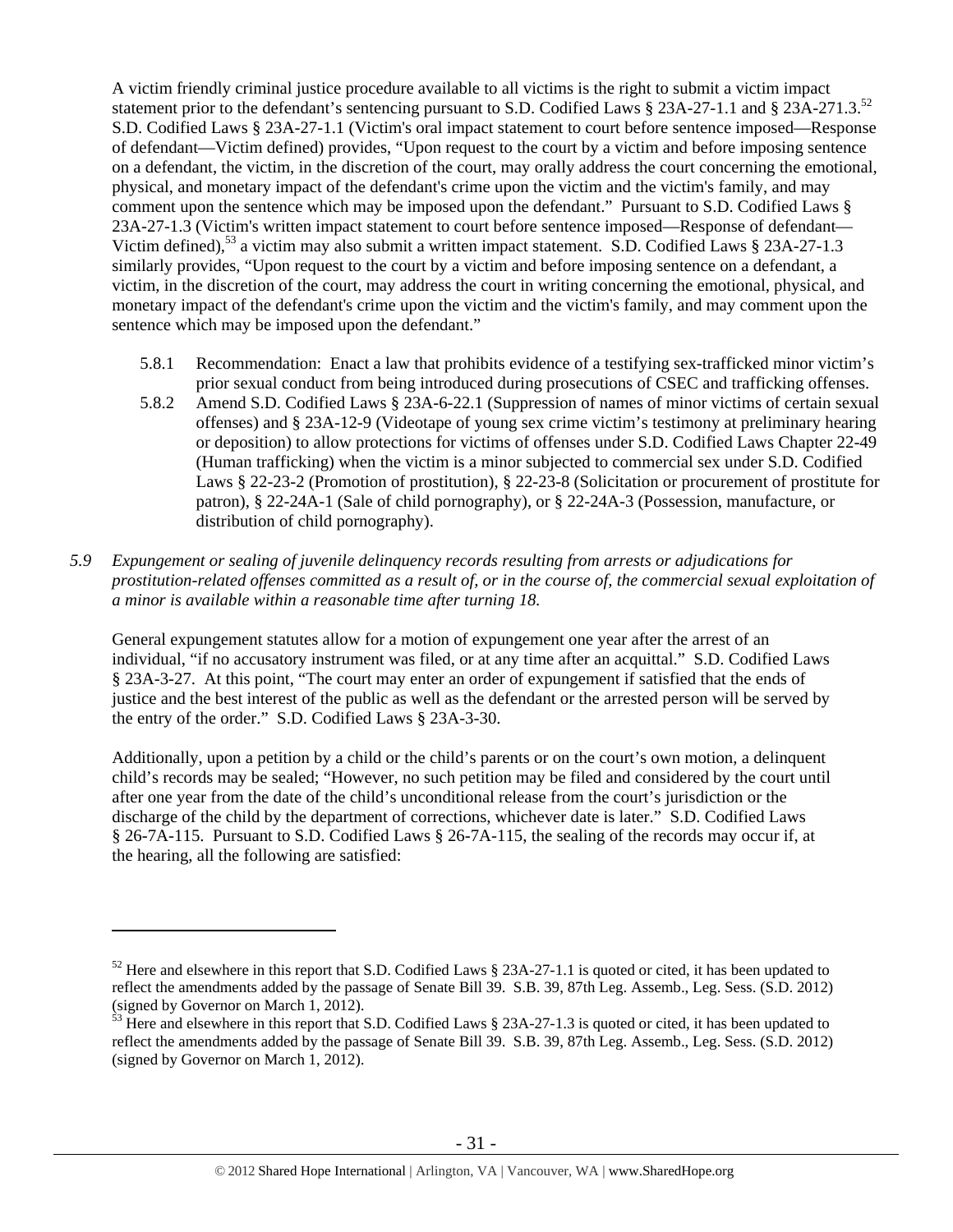A victim friendly criminal justice procedure available to all victims is the right to submit a victim impact statement prior to the defendant's sentencing pursuant to S.D. Codified Laws § 23A-27-1.1 and § 23A-271.3.[52] S.D. Codified Laws § 23A-27-1.1 (Victim's oral impact statement to court before sentence imposed—Response of defendant—Victim defined) provides, "Upon request to the court by a victim and before imposing sentence on a defendant, the victim, in the discretion of the court, may orally address the court concerning the emotional, physical, and monetary impact of the defendant's crime upon the victim and the victim's family, and may comment upon the sentence which may be imposed upon the defendant." Pursuant to S.D. Codified Laws § 23A-27-1.3 (Victim's written impact statement to court before sentence imposed—Response of defendant—Victim defined),[53] a victim may also submit a written impact statement. S.D. Codified Laws § 23A-27-1.3 similarly provides, "Upon request to the court by a victim and before imposing sentence on a defendant, a victim, in the discretion of the court, may address the court in writing concerning the emotional, physical, and monetary impact of the defendant's crime upon the victim and the victim's family, and may comment upon the sentence which may be imposed upon the defendant."

5.8.1 Recommendation: Enact a law that prohibits evidence of a testifying sex-trafficked minor victim's prior sexual conduct from being introduced during prosecutions of CSEC and trafficking offenses.

5.8.2 Amend S.D. Codified Laws § 23A-6-22.1 (Suppression of names of minor victims of certain sexual offenses) and § 23A-12-9 (Videotape of young sex crime victim's testimony at preliminary hearing or deposition) to allow protections for victims of offenses under S.D. Codified Laws Chapter 22-49 (Human trafficking) when the victim is a minor subjected to commercial sex under S.D. Codified Laws § 22-23-2 (Promotion of prostitution), § 22-23-8 (Solicitation or procurement of prostitute for patron), § 22-24A-1 (Sale of child pornography), or § 22-24A-3 (Possession, manufacture, or distribution of child pornography).

*5.9 Expungement or sealing of juvenile delinquency records resulting from arrests or adjudications for prostitution-related offenses committed as a result of, or in the course of, the commercial sexual exploitation of a minor is available within a reasonable time after turning 18.*

General expungement statutes allow for a motion of expungement one year after the arrest of an individual, "if no accusatory instrument was filed, or at any time after an acquittal." S.D. Codified Laws § 23A-3-27. At this point, "The court may enter an order of expungement if satisfied that the ends of justice and the best interest of the public as well as the defendant or the arrested person will be served by the entry of the order." S.D. Codified Laws § 23A-3-30.

Additionally, upon a petition by a child or the child's parents or on the court's own motion, a delinquent child's records may be sealed; "However, no such petition may be filed and considered by the court until after one year from the date of the child's unconditional release from the court's jurisdiction or the discharge of the child by the department of corrections, whichever date is later." S.D. Codified Laws § 26-7A-115. Pursuant to S.D. Codified Laws § 26-7A-115, the sealing of the records may occur if, at the hearing, all the following are satisfied:

---

[52] Here and elsewhere in this report that S.D. Codified Laws § 23A-27-1.1 is quoted or cited, it has been updated to reflect the amendments added by the passage of Senate Bill 39. S.B. 39, 87th Leg. Assemb., Leg. Sess. (S.D. 2012) (signed by Governor on March 1, 2012).

[53] Here and elsewhere in this report that S.D. Codified Laws § 23A-27-1.3 is quoted or cited, it has been updated to reflect the amendments added by the passage of Senate Bill 39. S.B. 39, 87th Leg. Assemb., Leg. Sess. (S.D. 2012) (signed by Governor on March 1, 2012).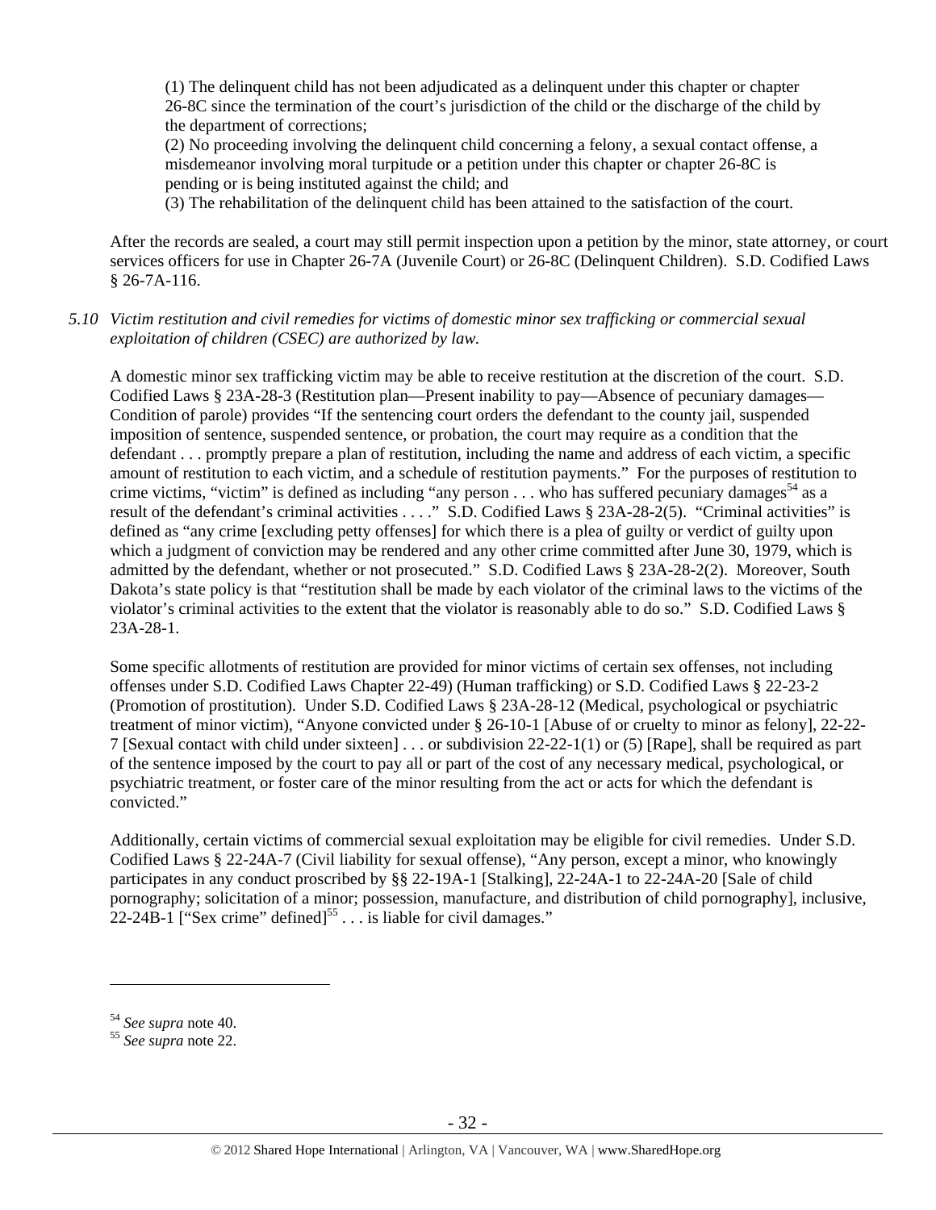(1) The delinquent child has not been adjudicated as a delinquent under this chapter or chapter 26-8C since the termination of the court's jurisdiction of the child or the discharge of the child by the department of corrections;
(2) No proceeding involving the delinquent child concerning a felony, a sexual contact offense, a misdemeanor involving moral turpitude or a petition under this chapter or chapter 26-8C is pending or is being instituted against the child; and
(3) The rehabilitation of the delinquent child has been attained to the satisfaction of the court.

After the records are sealed, a court may still permit inspection upon a petition by the minor, state attorney, or court services officers for use in Chapter 26-7A (Juvenile Court) or 26-8C (Delinquent Children). S.D. Codified Laws § 26-7A-116.

*5.10 Victim restitution and civil remedies for victims of domestic minor sex trafficking or commercial sexual exploitation of children (CSEC) are authorized by law.*

A domestic minor sex trafficking victim may be able to receive restitution at the discretion of the court. S.D. Codified Laws § 23A-28-3 (Restitution plan—Present inability to pay—Absence of pecuniary damages—Condition of parole) provides "If the sentencing court orders the defendant to the county jail, suspended imposition of sentence, suspended sentence, or probation, the court may require as a condition that the defendant . . . promptly prepare a plan of restitution, including the name and address of each victim, a specific amount of restitution to each victim, and a schedule of restitution payments." For the purposes of restitution to crime victims, "victim" is defined as including "any person . . . who has suffered pecuniary damages[54] as a result of the defendant's criminal activities . . . ." S.D. Codified Laws § 23A-28-2(5). "Criminal activities" is defined as "any crime [excluding petty offenses] for which there is a plea of guilty or verdict of guilty upon which a judgment of conviction may be rendered and any other crime committed after June 30, 1979, which is admitted by the defendant, whether or not prosecuted." S.D. Codified Laws § 23A-28-2(2). Moreover, South Dakota's state policy is that "restitution shall be made by each violator of the criminal laws to the victims of the violator's criminal activities to the extent that the violator is reasonably able to do so." S.D. Codified Laws § 23A-28-1.

Some specific allotments of restitution are provided for minor victims of certain sex offenses, not including offenses under S.D. Codified Laws Chapter 22-49) (Human trafficking) or S.D. Codified Laws § 22-23-2 (Promotion of prostitution). Under S.D. Codified Laws § 23A-28-12 (Medical, psychological or psychiatric treatment of minor victim), "Anyone convicted under § 26-10-1 [Abuse of or cruelty to minor as felony], 22-22-7 [Sexual contact with child under sixteen] . . . or subdivision 22-22-1(1) or (5) [Rape], shall be required as part of the sentence imposed by the court to pay all or part of the cost of any necessary medical, psychological, or psychiatric treatment, or foster care of the minor resulting from the act or acts for which the defendant is convicted."

Additionally, certain victims of commercial sexual exploitation may be eligible for civil remedies. Under S.D. Codified Laws § 22-24A-7 (Civil liability for sexual offense), "Any person, except a minor, who knowingly participates in any conduct proscribed by §§ 22-19A-1 [Stalking], 22-24A-1 to 22-24A-20 [Sale of child pornography; solicitation of a minor; possession, manufacture, and distribution of child pornography], inclusive, 22-24B-1 ["Sex crime" defined][55] . . . is liable for civil damages."

---

[54] *See supra* note 40.
[55] *See supra* note 22.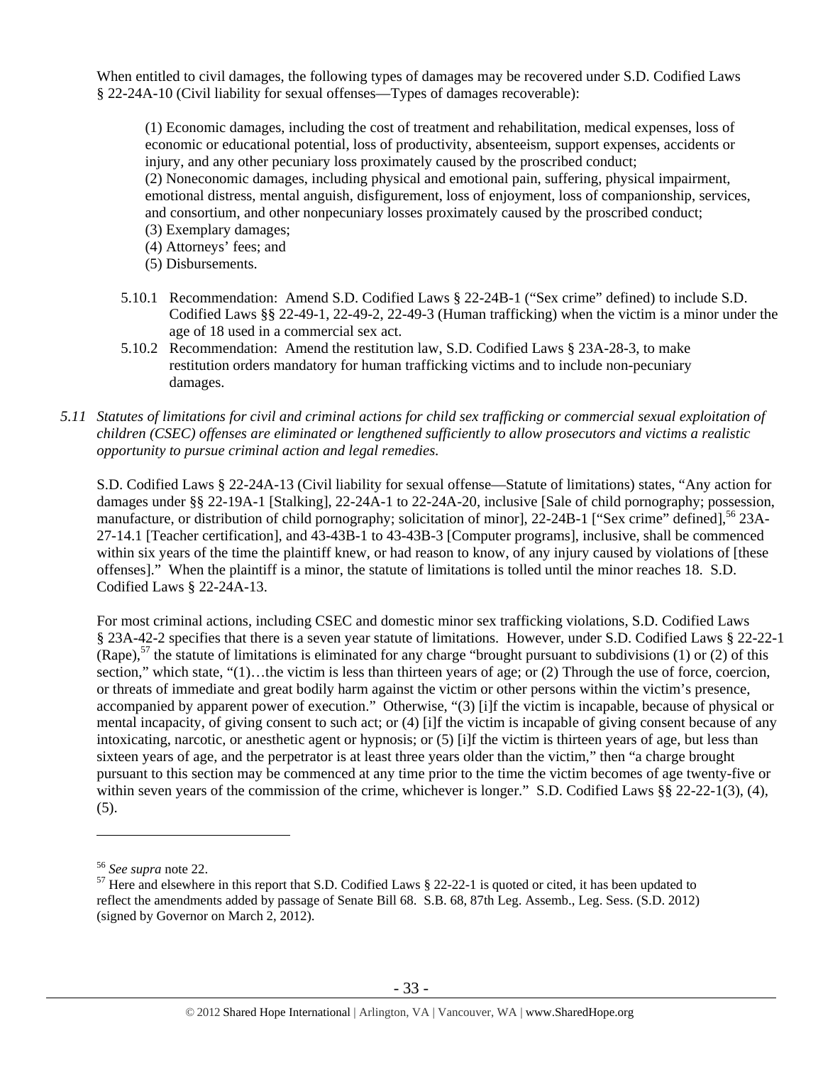When entitled to civil damages, the following types of damages may be recovered under S.D. Codified Laws § 22-24A-10 (Civil liability for sexual offenses—Types of damages recoverable):

> (1) Economic damages, including the cost of treatment and rehabilitation, medical expenses, loss of economic or educational potential, loss of productivity, absenteeism, support expenses, accidents or injury, and any other pecuniary loss proximately caused by the proscribed conduct;
> (2) Noneconomic damages, including physical and emotional pain, suffering, physical impairment, emotional distress, mental anguish, disfigurement, loss of enjoyment, loss of companionship, services, and consortium, and other nonpecuniary losses proximately caused by the proscribed conduct;
> (3) Exemplary damages;
> (4) Attorneys' fees; and
> (5) Disbursements.

5.10.1 Recommendation: Amend S.D. Codified Laws § 22-24B-1 ("Sex crime" defined) to include S.D. Codified Laws §§ 22-49-1, 22-49-2, 22-49-3 (Human trafficking) when the victim is a minor under the age of 18 used in a commercial sex act.

5.10.2 Recommendation: Amend the restitution law, S.D. Codified Laws § 23A-28-3, to make restitution orders mandatory for human trafficking victims and to include non-pecuniary damages.

*5.11 Statutes of limitations for civil and criminal actions for child sex trafficking or commercial sexual exploitation of children (CSEC) offenses are eliminated or lengthened sufficiently to allow prosecutors and victims a realistic opportunity to pursue criminal action and legal remedies.*

S.D. Codified Laws § 22-24A-13 (Civil liability for sexual offense—Statute of limitations) states, "Any action for damages under §§ 22-19A-1 [Stalking], 22-24A-1 to 22-24A-20, inclusive [Sale of child pornography; possession, manufacture, or distribution of child pornography; solicitation of minor], 22-24B-1 ["Sex crime" defined],[56] 23A-27-14.1 [Teacher certification], and 43-43B-1 to 43-43B-3 [Computer programs], inclusive, shall be commenced within six years of the time the plaintiff knew, or had reason to know, of any injury caused by violations of [these offenses]." When the plaintiff is a minor, the statute of limitations is tolled until the minor reaches 18. S.D. Codified Laws § 22-24A-13.

For most criminal actions, including CSEC and domestic minor sex trafficking violations, S.D. Codified Laws § 23A-42-2 specifies that there is a seven year statute of limitations. However, under S.D. Codified Laws § 22-22-1 (Rape),[57] the statute of limitations is eliminated for any charge "brought pursuant to subdivisions (1) or (2) of this section," which state, "(1)…the victim is less than thirteen years of age; or (2) Through the use of force, coercion, or threats of immediate and great bodily harm against the victim or other persons within the victim's presence, accompanied by apparent power of execution." Otherwise, "(3) [i]f the victim is incapable, because of physical or mental incapacity, of giving consent to such act; or (4) [i]f the victim is incapable of giving consent because of any intoxicating, narcotic, or anesthetic agent or hypnosis; or (5) [i]f the victim is thirteen years of age, but less than sixteen years of age, and the perpetrator is at least three years older than the victim," then "a charge brought pursuant to this section may be commenced at any time prior to the time the victim becomes of age twenty-five or within seven years of the commission of the crime, whichever is longer." S.D. Codified Laws §§ 22-22-1(3), (4), (5).

---

[56] *See supra* note 22.

[57] Here and elsewhere in this report that S.D. Codified Laws § 22-22-1 is quoted or cited, it has been updated to reflect the amendments added by passage of Senate Bill 68. S.B. 68, 87th Leg. Assemb., Leg. Sess. (S.D. 2012) (signed by Governor on March 2, 2012).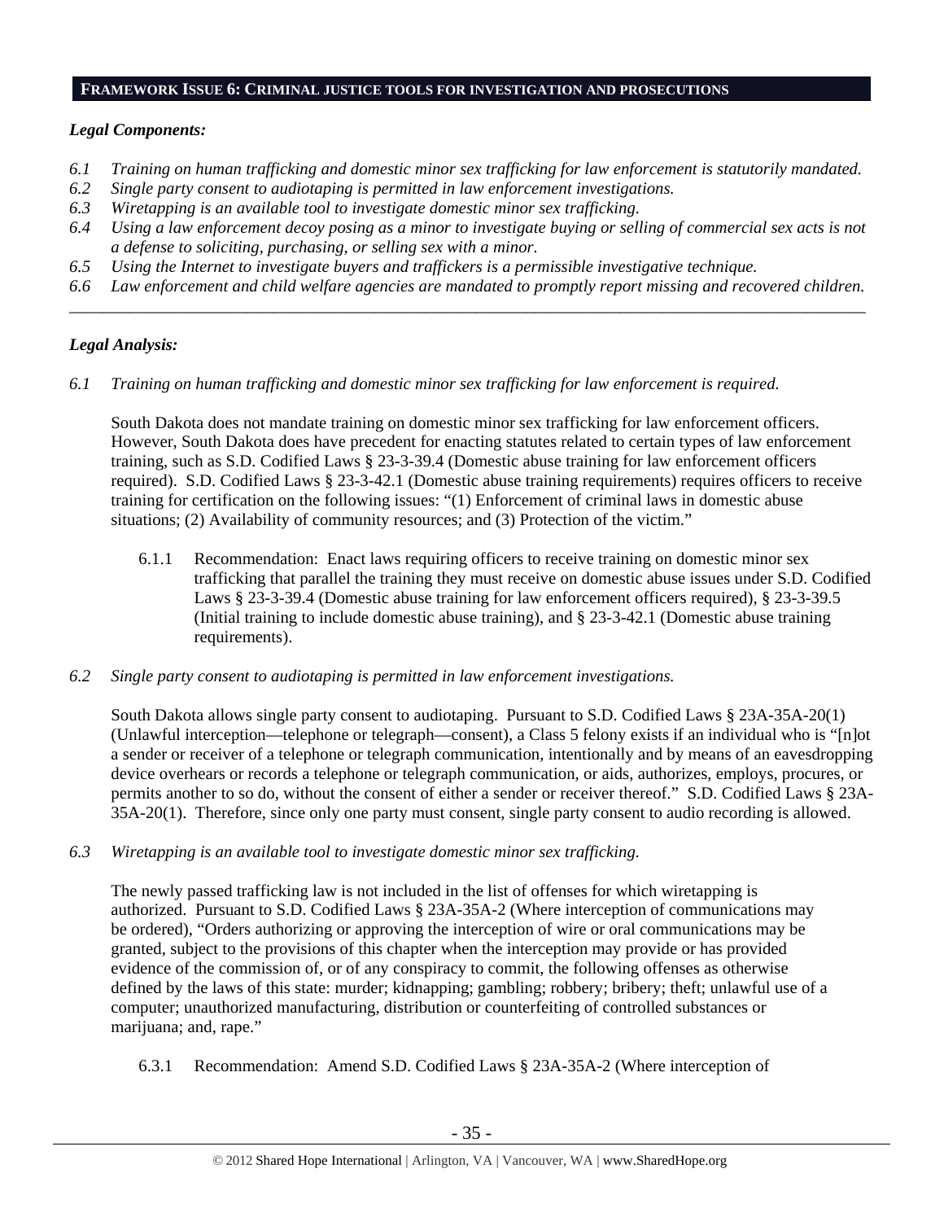## FRAMEWORK ISSUE 6: CRIMINAL JUSTICE TOOLS FOR INVESTIGATION AND PROSECUTIONS

### *Legal Components:*

*6.1 Training on human trafficking and domestic minor sex trafficking for law enforcement is statutorily mandated.*
*6.2 Single party consent to audiotaping is permitted in law enforcement investigations.*
*6.3 Wiretapping is an available tool to investigate domestic minor sex trafficking.*
*6.4 Using a law enforcement decoy posing as a minor to investigate buying or selling of commercial sex acts is not a defense to soliciting, purchasing, or selling sex with a minor.*
*6.5 Using the Internet to investigate buyers and traffickers is a permissible investigative technique.*
*6.6 Law enforcement and child welfare agencies are mandated to promptly report missing and recovered children.*

---

### *Legal Analysis:*

*6.1 Training on human trafficking and domestic minor sex trafficking for law enforcement is required.*

South Dakota does not mandate training on domestic minor sex trafficking for law enforcement officers. However, South Dakota does have precedent for enacting statutes related to certain types of law enforcement training, such as S.D. Codified Laws § 23-3-39.4 (Domestic abuse training for law enforcement officers required). S.D. Codified Laws § 23-3-42.1 (Domestic abuse training requirements) requires officers to receive training for certification on the following issues: "(1) Enforcement of criminal laws in domestic abuse situations; (2) Availability of community resources; and (3) Protection of the victim."

6.1.1 Recommendation: Enact laws requiring officers to receive training on domestic minor sex trafficking that parallel the training they must receive on domestic abuse issues under S.D. Codified Laws § 23-3-39.4 (Domestic abuse training for law enforcement officers required), § 23-3-39.5 (Initial training to include domestic abuse training), and § 23-3-42.1 (Domestic abuse training requirements).

*6.2 Single party consent to audiotaping is permitted in law enforcement investigations.*

South Dakota allows single party consent to audiotaping. Pursuant to S.D. Codified Laws § 23A-35A-20(1) (Unlawful interception—telephone or telegraph—consent), a Class 5 felony exists if an individual who is "[n]ot a sender or receiver of a telephone or telegraph communication, intentionally and by means of an eavesdropping device overhears or records a telephone or telegraph communication, or aids, authorizes, employs, procures, or permits another to so do, without the consent of either a sender or receiver thereof." S.D. Codified Laws § 23A-35A-20(1). Therefore, since only one party must consent, single party consent to audio recording is allowed.

*6.3 Wiretapping is an available tool to investigate domestic minor sex trafficking.*

The newly passed trafficking law is not included in the list of offenses for which wiretapping is authorized. Pursuant to S.D. Codified Laws § 23A-35A-2 (Where interception of communications may be ordered), "Orders authorizing or approving the interception of wire or oral communications may be granted, subject to the provisions of this chapter when the interception may provide or has provided evidence of the commission of, or of any conspiracy to commit, the following offenses as otherwise defined by the laws of this state: murder; kidnapping; gambling; robbery; bribery; theft; unlawful use of a computer; unauthorized manufacturing, distribution or counterfeiting of controlled substances or marijuana; and, rape."

6.3.1 Recommendation: Amend S.D. Codified Laws § 23A-35A-2 (Where interception of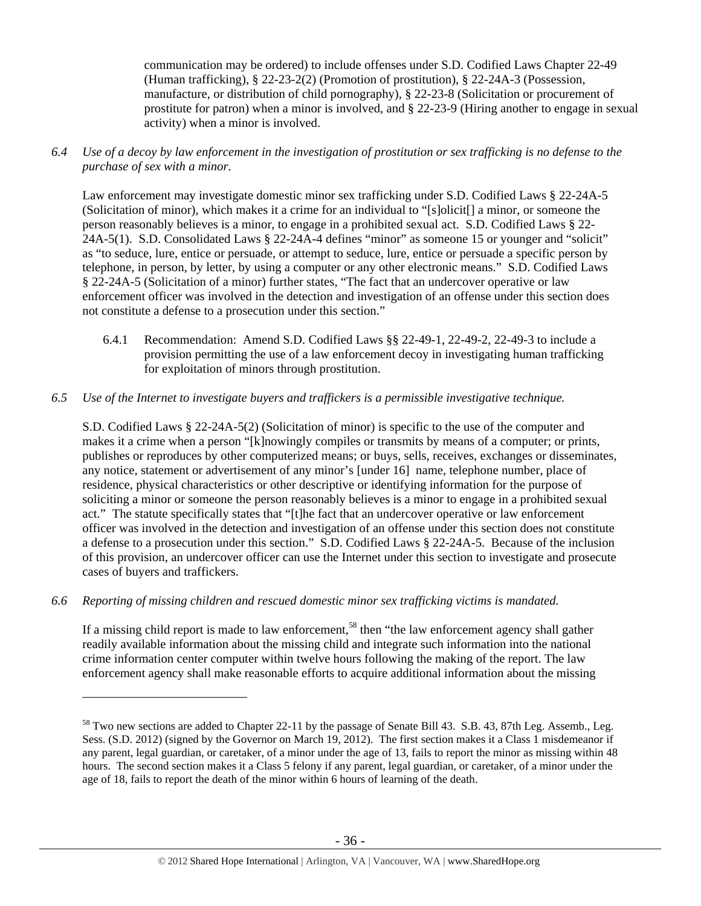communication may be ordered) to include offenses under S.D. Codified Laws Chapter 22-49 (Human trafficking), § 22-23-2(2) (Promotion of prostitution), § 22-24A-3 (Possession, manufacture, or distribution of child pornography), § 22-23-8 (Solicitation or procurement of prostitute for patron) when a minor is involved, and § 22-23-9 (Hiring another to engage in sexual activity) when a minor is involved.

*6.4 Use of a decoy by law enforcement in the investigation of prostitution or sex trafficking is no defense to the purchase of sex with a minor.*

Law enforcement may investigate domestic minor sex trafficking under S.D. Codified Laws § 22-24A-5 (Solicitation of minor), which makes it a crime for an individual to "[s]olicit[] a minor, or someone the person reasonably believes is a minor, to engage in a prohibited sexual act. S.D. Codified Laws § 22-24A-5(1). S.D. Consolidated Laws § 22-24A-4 defines "minor" as someone 15 or younger and "solicit" as "to seduce, lure, entice or persuade, or attempt to seduce, lure, entice or persuade a specific person by telephone, in person, by letter, by using a computer or any other electronic means." S.D. Codified Laws § 22-24A-5 (Solicitation of a minor) further states, "The fact that an undercover operative or law enforcement officer was involved in the detection and investigation of an offense under this section does not constitute a defense to a prosecution under this section."

6.4.1 Recommendation: Amend S.D. Codified Laws §§ 22-49-1, 22-49-2, 22-49-3 to include a provision permitting the use of a law enforcement decoy in investigating human trafficking for exploitation of minors through prostitution.

*6.5 Use of the Internet to investigate buyers and traffickers is a permissible investigative technique.*

S.D. Codified Laws § 22-24A-5(2) (Solicitation of minor) is specific to the use of the computer and makes it a crime when a person "[k]nowingly compiles or transmits by means of a computer; or prints, publishes or reproduces by other computerized means; or buys, sells, receives, exchanges or disseminates, any notice, statement or advertisement of any minor's [under 16] name, telephone number, place of residence, physical characteristics or other descriptive or identifying information for the purpose of soliciting a minor or someone the person reasonably believes is a minor to engage in a prohibited sexual act." The statute specifically states that "[t]he fact that an undercover operative or law enforcement officer was involved in the detection and investigation of an offense under this section does not constitute a defense to a prosecution under this section." S.D. Codified Laws § 22-24A-5. Because of the inclusion of this provision, an undercover officer can use the Internet under this section to investigate and prosecute cases of buyers and traffickers.

*6.6 Reporting of missing children and rescued domestic minor sex trafficking victims is mandated.*

If a missing child report is made to law enforcement,[58] then "the law enforcement agency shall gather readily available information about the missing child and integrate such information into the national crime information center computer within twelve hours following the making of the report. The law enforcement agency shall make reasonable efforts to acquire additional information about the missing

---

[58] Two new sections are added to Chapter 22-11 by the passage of Senate Bill 43. S.B. 43, 87th Leg. Assemb., Leg. Sess. (S.D. 2012) (signed by the Governor on March 19, 2012). The first section makes it a Class 1 misdemeanor if any parent, legal guardian, or caretaker, of a minor under the age of 13, fails to report the minor as missing within 48 hours. The second section makes it a Class 5 felony if any parent, legal guardian, or caretaker, of a minor under the age of 18, fails to report the death of the minor within 6 hours of learning of the death.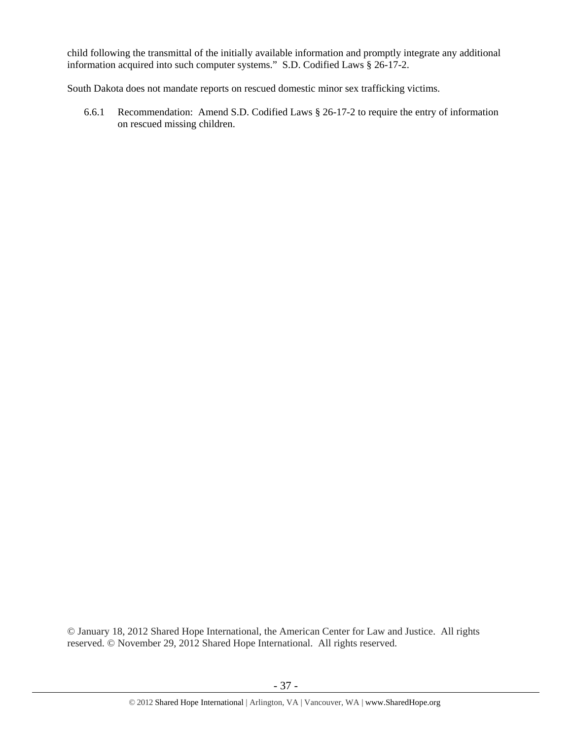child following the transmittal of the initially available information and promptly integrate any additional information acquired into such computer systems." S.D. Codified Laws § 26-17-2.

South Dakota does not mandate reports on rescued domestic minor sex trafficking victims.

6.6.1 Recommendation: Amend S.D. Codified Laws § 26-17-2 to require the entry of information on rescued missing children.

© January 18, 2012 Shared Hope International, the American Center for Law and Justice. All rights reserved. © November 29, 2012 Shared Hope International. All rights reserved.